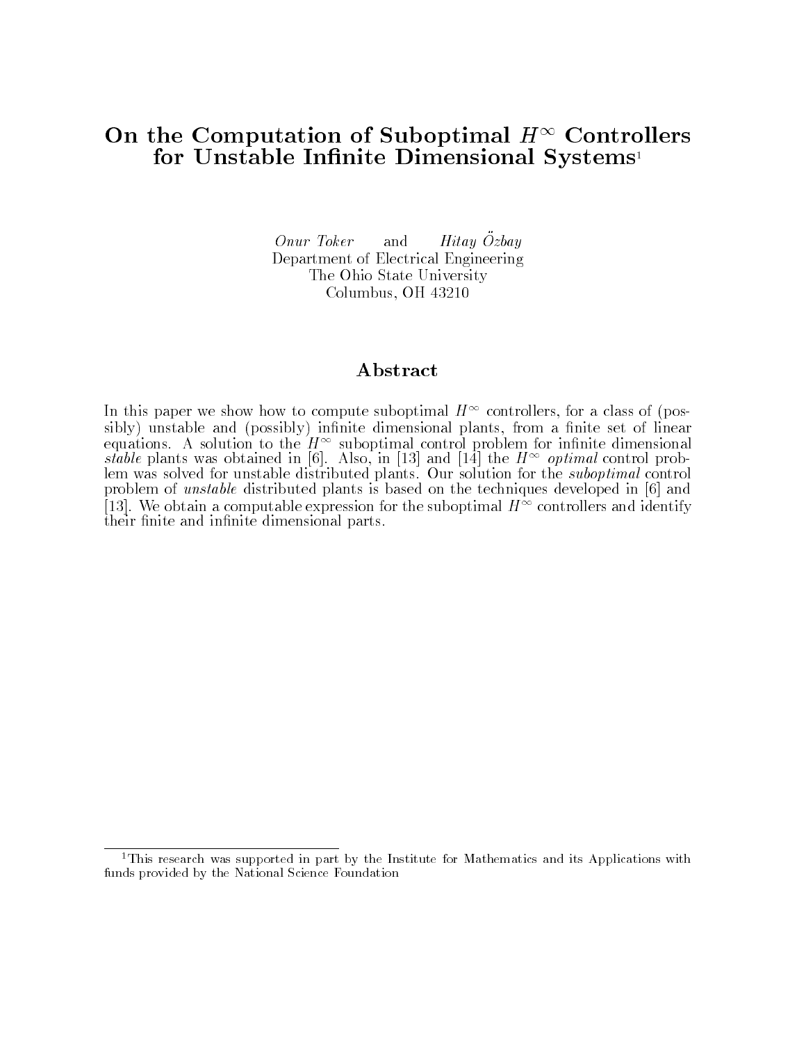# On the Computation of Suboptimal $H^\infty$ Controllers for Unstable Infinite Dimensional Systems[1]

*Onur Toker* and *Hitay Özbay*
Department of Electrical Engineering
The Ohio State University
Columbus, OH 43210

## Abstract

In this paper we show how to compute suboptimal $H^\infty$ controllers, for a class of (possibly) unstable and (possibly) infinite dimensional plants, from a finite set of linear equations. A solution to the $H^\infty$ suboptimal control problem for infinite dimensional *stable* plants was obtained in [6]. Also, in [13] and [14] the $H^\infty$ *optimal* control problem was solved for unstable distributed plants. Our solution for the *suboptimal* control problem of *unstable* distributed plants is based on the techniques developed in [6] and [13]. We obtain a computable expression for the suboptimal $H^\infty$ controllers and identify their finite and infinite dimensional parts.

[1] This research was supported in part by the Institute for Mathematics and its Applications with funds provided by the National Science Foundation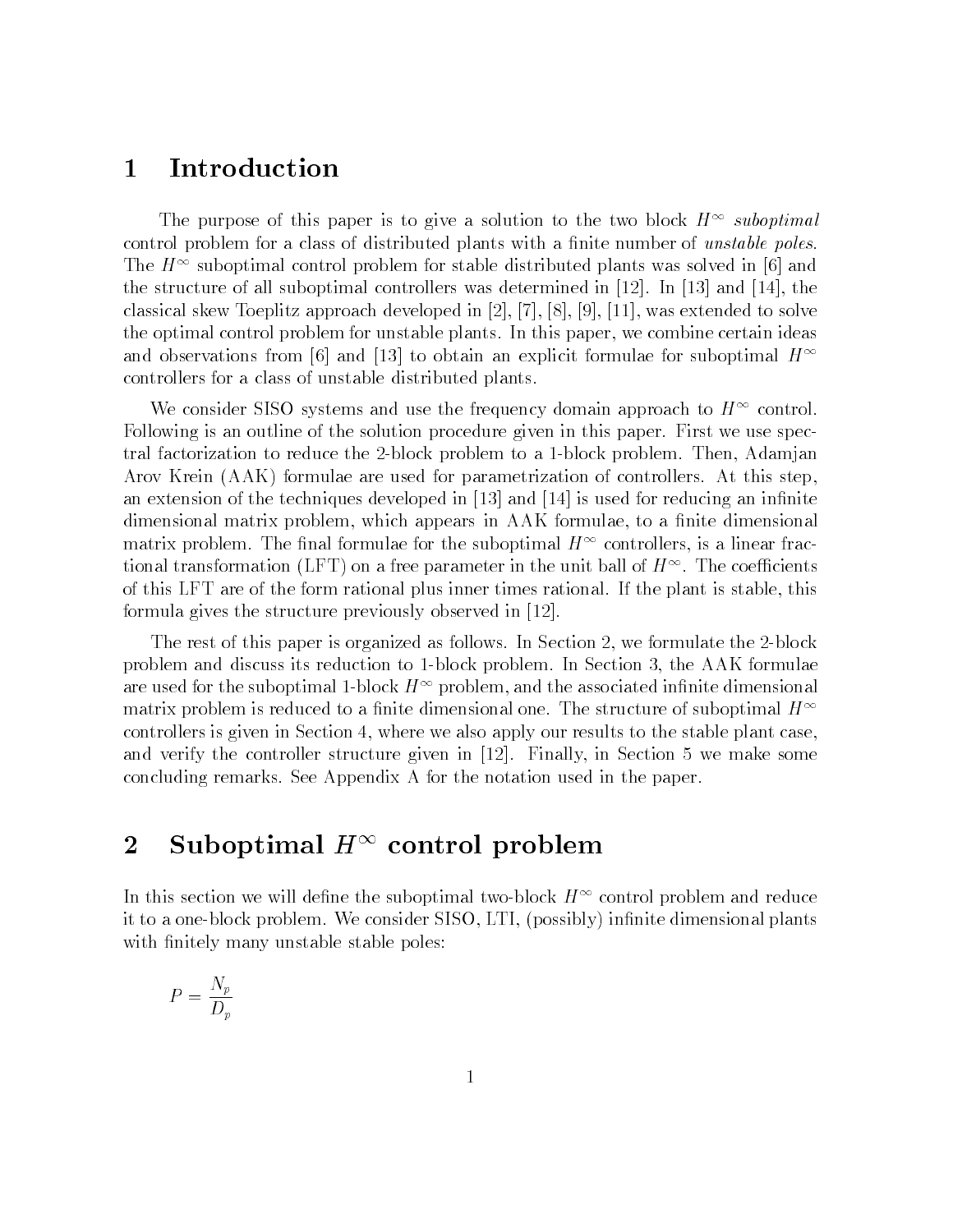# 1 Introduction

The purpose of this paper is to give a solution to the two block $H^\infty$ *suboptimal* control problem for a class of distributed plants with a finite number of *unstable poles*. The $H^\infty$ suboptimal control problem for stable distributed plants was solved in [6] and the structure of all suboptimal controllers was determined in [12]. In [13] and [14], the classical skew Toeplitz approach developed in [2], [7], [8], [9], [11], was extended to solve the optimal control problem for unstable plants. In this paper, we combine certain ideas and observations from [6] and [13] to obtain an explicit formulae for suboptimal $H^\infty$ controllers for a class of unstable distributed plants.

We consider SISO systems and use the frequency domain approach to $H^\infty$ control. Following is an outline of the solution procedure given in this paper. First we use spectral factorization to reduce the 2-block problem to a 1-block problem. Then, Adamjan Arov Krein (AAK) formulae are used for parametrization of controllers. At this step, an extension of the techniques developed in [13] and [14] is used for reducing an infinite dimensional matrix problem, which appears in AAK formulae, to a finite dimensional matrix problem. The final formulae for the suboptimal $H^\infty$ controllers, is a linear fractional transformation (LFT) on a free parameter in the unit ball of $H^\infty$. The coefficients of this LFT are of the form rational plus inner times rational. If the plant is stable, this formula gives the structure previously observed in [12].

The rest of this paper is organized as follows. In Section 2, we formulate the 2-block problem and discuss its reduction to 1-block problem. In Section 3, the AAK formulae are used for the suboptimal 1-block $H^\infty$ problem, and the associated infinite dimensional matrix problem is reduced to a finite dimensional one. The structure of suboptimal $H^\infty$ controllers is given in Section 4, where we also apply our results to the stable plant case, and verify the controller structure given in [12]. Finally, in Section 5 we make some concluding remarks. See Appendix A for the notation used in the paper.

# 2 Suboptimal $H^\infty$ control problem

In this section we will define the suboptimal two-block $H^\infty$ control problem and reduce it to a one-block problem. We consider SISO, LTI, (possibly) infinite dimensional plants with finitely many unstable stable poles:

$$P = \frac{N_p}{D_p}$$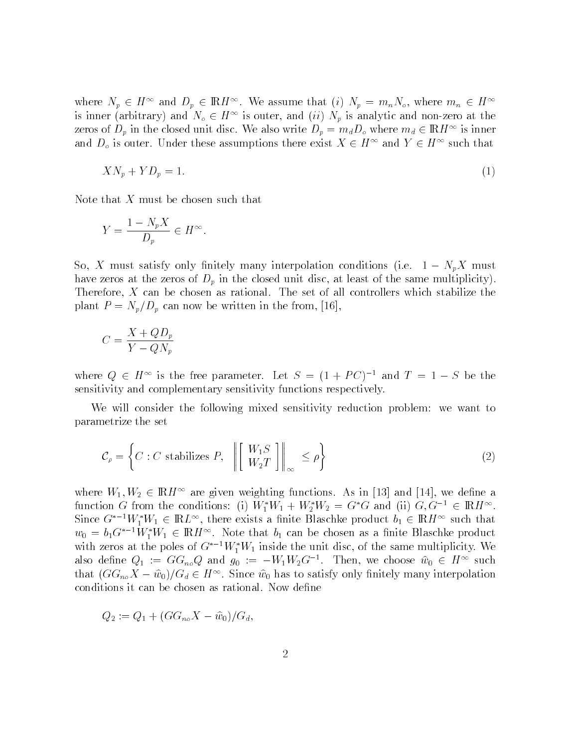where $N_p \in H^\infty$ and $D_p \in \mathbb{R}H^\infty$. We assume that $(i)$ $N_p = m_n N_o$, where $m_n \in H^\infty$ is inner (arbitrary) and $N_o \in H^\infty$ is outer, and $(ii)$ $N_p$ is analytic and non-zero at the zeros of $D_p$ in the closed unit disc. We also write $D_p = m_d D_o$ where $m_d \in \mathbb{R}H^\infty$ is inner and $D_o$ is outer. Under these assumptions there exist $X \in H^\infty$ and $Y \in H^\infty$ such that

$$XN_p + YD_p = 1. \tag{1}$$

Note that $X$ must be chosen such that

$$Y = \frac{1 - N_p X}{D_p} \in H^\infty.$$

So, $X$ must satisfy only finitely many interpolation conditions (i.e. $1 - N_p X$ must have zeros at the zeros of $D_p$ in the closed unit disc, at least of the same multiplicity). Therefore, $X$ can be chosen as rational. The set of all controllers which stabilize the plant $P = N_p/D_p$ can now be written in the from, [16],

$$C = \frac{X + QD_p}{Y - QN_p}$$

where $Q \in H^\infty$ is the free parameter. Let $S = (1 + PC)^{-1}$ and $T = 1 - S$ be the sensitivity and complementary sensitivity functions respectively.

We will consider the following mixed sensitivity reduction problem: we want to parametrize the set

$$\mathcal{C}_\rho = \left\{ C : C \text{ stabilizes } P, \ \left\| \begin{bmatrix} W_1 S \\ W_2 T \end{bmatrix} \right\|_\infty \leq \rho \right\} \tag{2}$$

where $W_1, W_2 \in \mathbb{R}H^\infty$ are given weighting functions. As in [13] and [14], we define a function $G$ from the conditions: (i) $W_1^* W_1 + W_2^* W_2 = G^* G$ and (ii) $G, G^{-1} \in \mathbb{R}H^\infty$. Since $G^{*-1} W_1^* W_1 \in \mathbb{R}L^\infty$, there exists a finite Blaschke product $b_1 \in \mathbb{R}H^\infty$ such that $w_0 = b_1 G^{*-1} W_1^* W_1 \in \mathbb{R}H^\infty$. Note that $b_1$ can be chosen as a finite Blaschke product with zeros at the poles of $G^{*-1} W_1^* W_1$ inside the unit disc, of the same multiplicity. We also define $Q_1 := G G_{no} Q$ and $g_0 := -W_1 W_2 G^{-1}$. Then, we choose $\hat{w}_0 \in H^\infty$ such that $(G G_{no} X - \hat{w}_0)/G_d \in H^\infty$. Since $\hat{w}_0$ has to satisfy only finitely many interpolation conditions it can be chosen as rational. Now define

$$Q_2 := Q_1 + (G G_{no} X - \hat{w}_0)/G_d,$$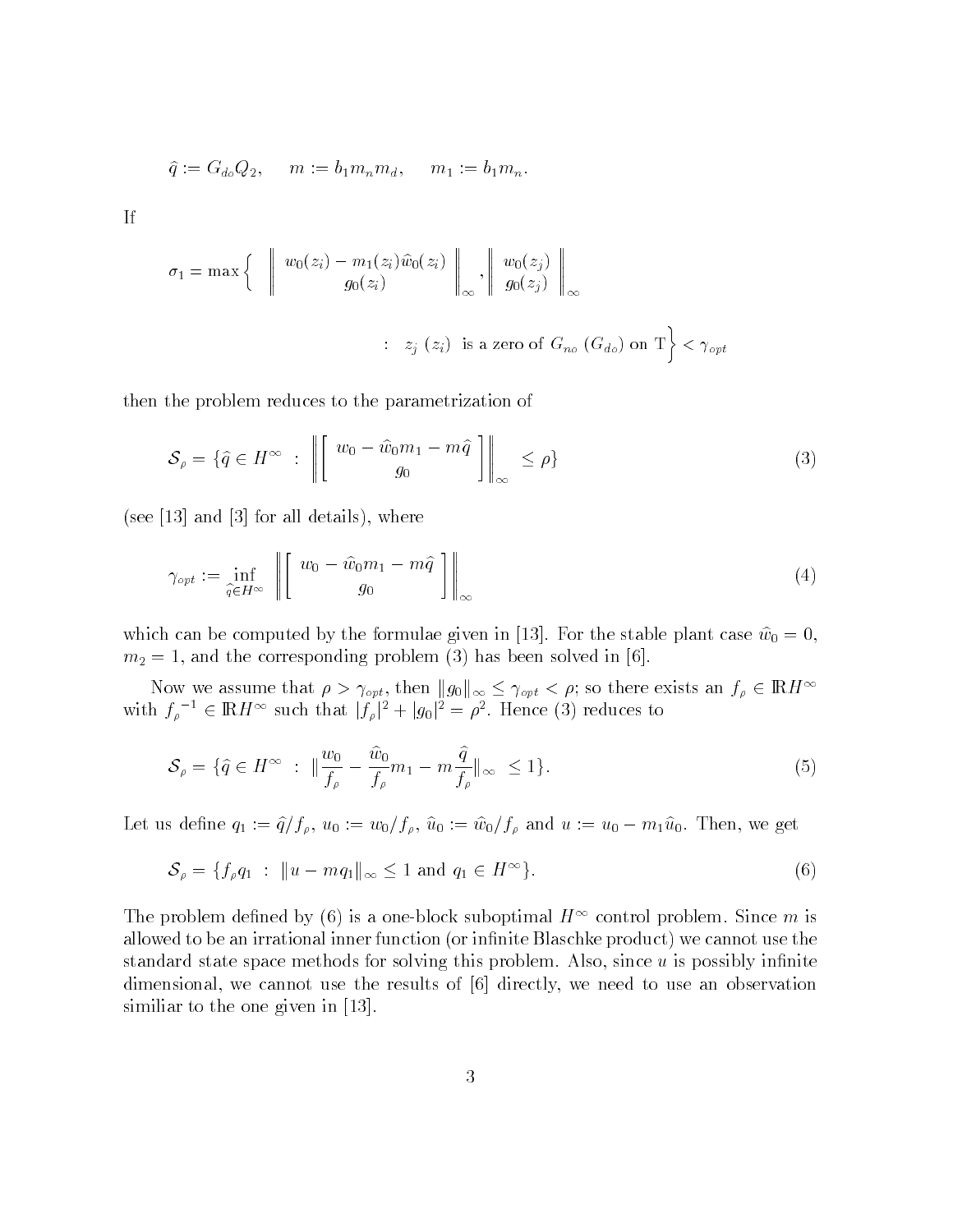$$\hat{q} := G_{do} Q_2, \quad m := b_1 m_n m_d, \quad m_1 := b_1 m_n.$$

If

$$\sigma_1 = \max \left\{ \left\| \begin{array}{c} w_0(z_i) - m_1(z_i)\hat{w}_0(z_i) \\ g_0(z_i) \end{array} \right\|_\infty, \left\| \begin{array}{c} w_0(z_j) \\ g_0(z_j) \end{array} \right\|_\infty \right.$$

$$\left. : \ z_j \ (z_i) \ \text{ is a zero of } G_{no} \ (G_{do}) \text{ on } \mathrm{T} \right\} < \gamma_{opt}$$

then the problem reduces to the parametrization of

$$\mathcal{S}_\rho = \{ \hat{q} \in H^\infty \ : \ \left\| \left[ \begin{array}{c} w_0 - \hat{w}_0 m_1 - m\hat{q} \\ g_0 \end{array} \right] \right\|_\infty \leq \rho \} \tag{3}$$

(see [13] and [3] for all details), where

$$\gamma_{opt} := \inf_{\hat{q} \in H^\infty} \left\| \left[ \begin{array}{c} w_0 - \hat{w}_0 m_1 - m\hat{q} \\ g_0 \end{array} \right] \right\|_\infty \tag{4}$$

which can be computed by the formulae given in [13]. For the stable plant case $\hat{w}_0 = 0$, $m_2 = 1$, and the corresponding problem (3) has been solved in [6].

Now we assume that $\rho > \gamma_{opt}$, then $\|g_0\|_\infty \leq \gamma_{opt} < \rho$; so there exists an $f_\rho \in \mathbb{R}H^\infty$ with $f_\rho^{-1} \in \mathbb{R}H^\infty$ such that $|f_\rho|^2 + |g_0|^2 = \rho^2$. Hence (3) reduces to

$$\mathcal{S}_\rho = \{ \hat{q} \in H^\infty \ : \ \| \frac{w_0}{f_\rho} - \frac{\hat{w}_0}{f_\rho} m_1 - m \frac{\hat{q}}{f_\rho} \|_\infty \ \leq 1 \}. \tag{5}$$

Let us define $q_1 := \hat{q}/f_\rho$, $u_0 := w_0/f_\rho$, $\hat{u}_0 := \hat{w}_0/f_\rho$ and $u := u_0 - m_1 \hat{u}_0$. Then, we get

$$\mathcal{S}_\rho = \{ f_\rho q_1 \ : \ \|u - m q_1\|_\infty \leq 1 \text{ and } q_1 \in H^\infty \}. \tag{6}$$

The problem defined by (6) is a one-block suboptimal $H^\infty$ control problem. Since $m$ is allowed to be an irrational inner function (or infinite Blaschke product) we cannot use the standard state space methods for solving this problem. Also, since $u$ is possibly infinite dimensional, we cannot use the results of [6] directly, we need to use an observation similiar to the one given in [13].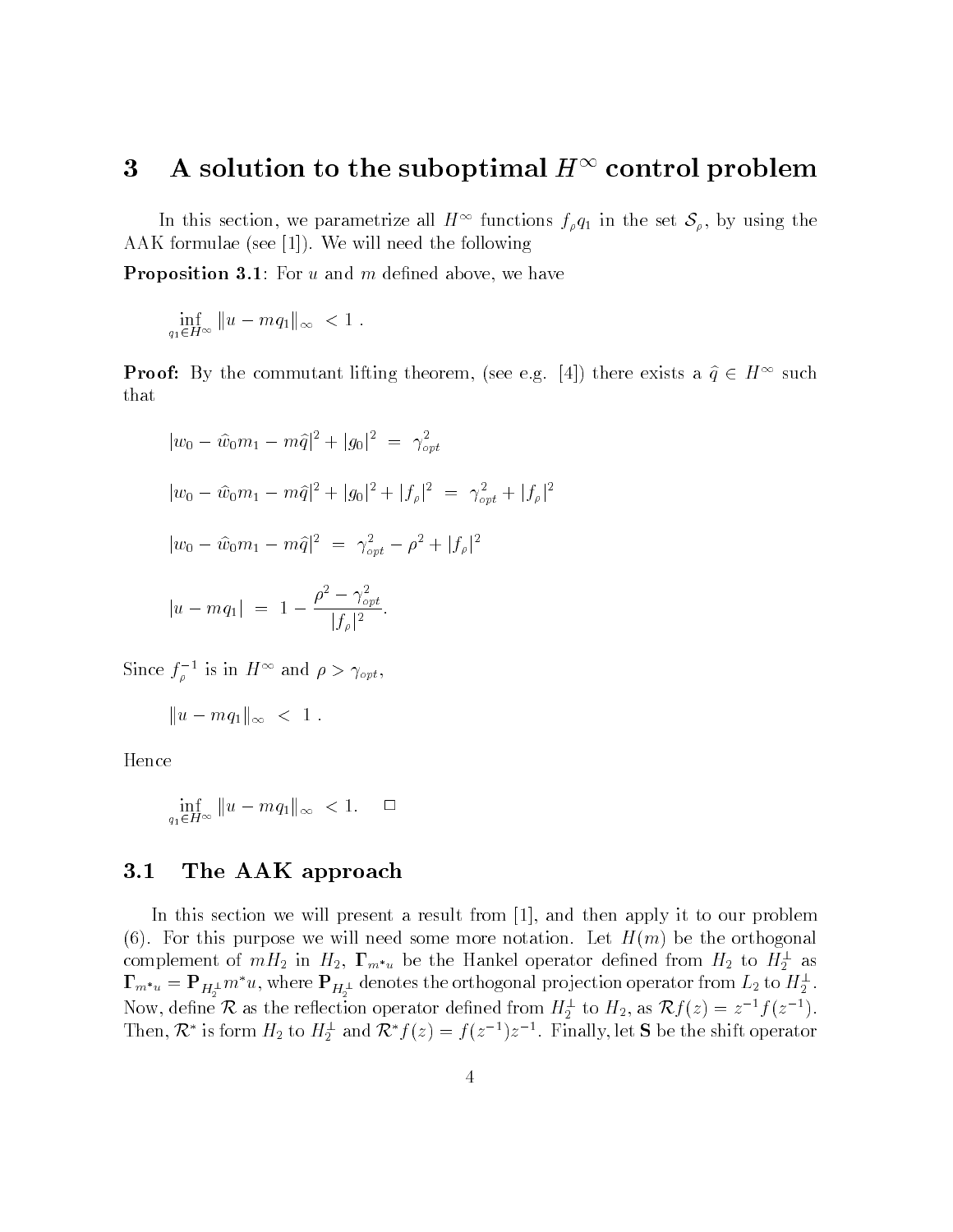# 3 A solution to the suboptimal $H^\infty$ control problem

In this section, we parametrize all $H^\infty$ functions $f_\rho q_1$ in the set $\mathcal{S}_\rho$, by using the AAK formulae (see [1]). We will need the following

**Proposition 3.1**: For $u$ and $m$ defined above, we have

$$\inf_{q_1 \in H^\infty} \|u - mq_1\|_\infty < 1 .$$

**Proof:** By the commutant lifting theorem, (see e.g. [4]) there exists a $\hat{q} \in H^\infty$ such that

$$|w_0 - \hat{w}_0 m_1 - m\hat{q}|^2 + |g_0|^2 = \gamma_{opt}^2$$

$$|w_0 - \hat{w}_0 m_1 - m\hat{q}|^2 + |g_0|^2 + |f_\rho|^2 = \gamma_{opt}^2 + |f_\rho|^2$$

$$|w_0 - \hat{w}_0 m_1 - m\hat{q}|^2 = \gamma_{opt}^2 - \rho^2 + |f_\rho|^2$$

$$|u - mq_1| = 1 - \frac{\rho^2 - \gamma_{opt}^2}{|f_\rho|^2}.$$

Since $f_\rho^{-1}$ is in $H^\infty$ and $\rho > \gamma_{opt}$,

$$\|u - mq_1\|_\infty < 1 .$$

Hence

$$\inf_{q_1 \in H^\infty} \|u - mq_1\|_\infty < 1. \quad \Box$$

## 3.1 The AAK approach

In this section we will present a result from [1], and then apply it to our problem (6). For this purpose we will need some more notation. Let $H(m)$ be the orthogonal complement of $mH_2$ in $H_2$, $\mathbf{\Gamma}_{m^*u}$ be the Hankel operator defined from $H_2$ to $H_2^\perp$ as $\mathbf{\Gamma}_{m^*u} = \mathbf{P}_{H_2^\perp} m^* u$, where $\mathbf{P}_{H_2^\perp}$ denotes the orthogonal projection operator from $L_2$ to $H_2^\perp$. Now, define $\mathcal{R}$ as the reflection operator defined from $H_2^\perp$ to $H_2$, as $\mathcal{R}f(z) = z^{-1}f(z^{-1})$. Then, $\mathcal{R}^*$ is form $H_2$ to $H_2^\perp$ and $\mathcal{R}^* f(z) = f(z^{-1})z^{-1}$. Finally, let $\mathbf{S}$ be the shift operator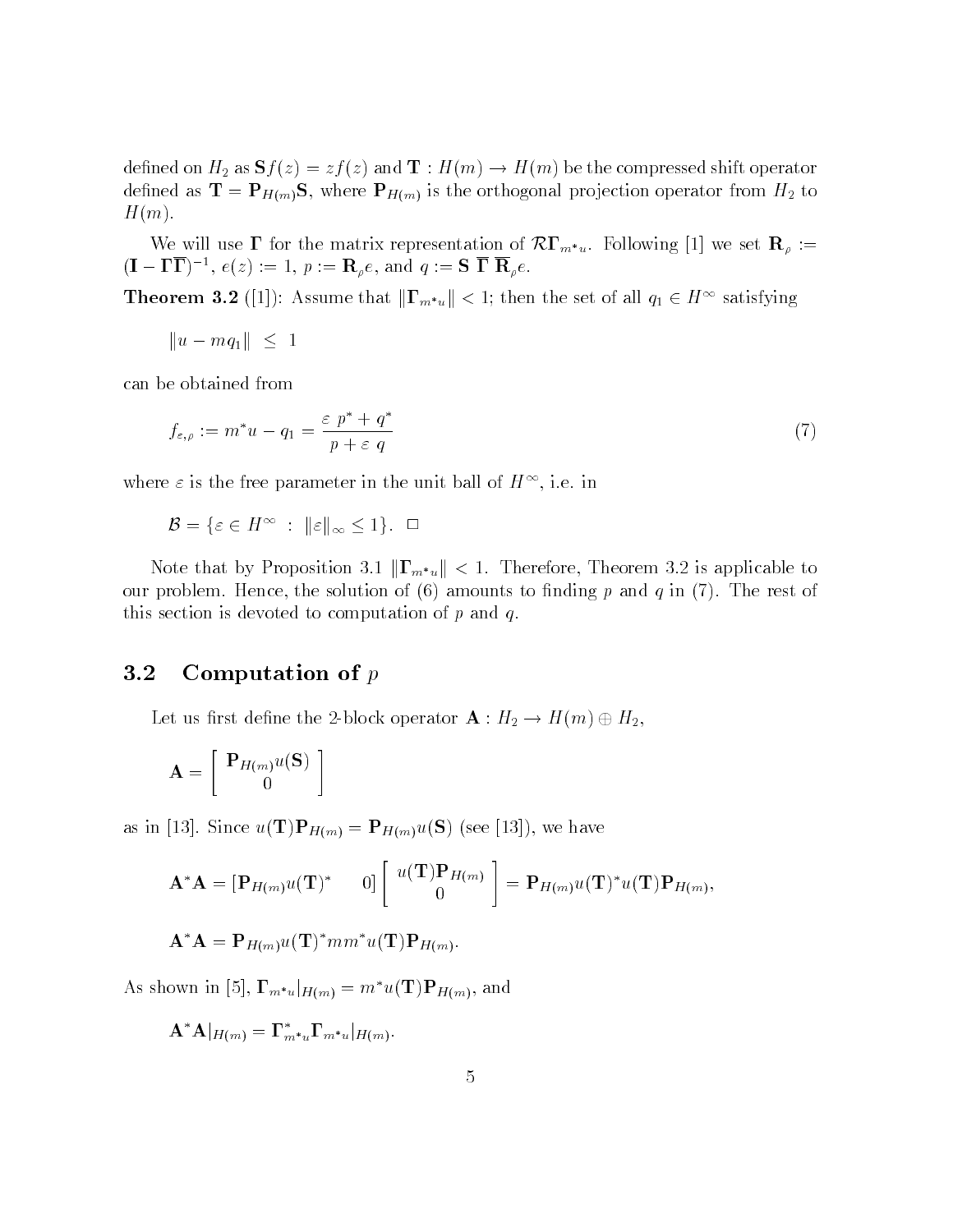defined on $H_2$ as $\mathbf{S}f(z) = zf(z)$ and $\mathbf{T} : H(m) \to H(m)$ be the compressed shift operator defined as $\mathbf{T} = \mathbf{P}_{H(m)}\mathbf{S}$, where $\mathbf{P}_{H(m)}$ is the orthogonal projection operator from $H_2$ to $H(m)$.

We will use $\mathbf{\Gamma}$ for the matrix representation of $\mathcal{R}\mathbf{\Gamma}_{m^*u}$. Following [1] we set $\mathbf{R}_\rho := (\mathbf{I} - \mathbf{\Gamma}\overline{\mathbf{\Gamma}})^{-1}$, $e(z) := 1$, $p := \mathbf{R}_\rho e$, and $q := \mathbf{S}\ \overline{\mathbf{\Gamma}}\ \overline{\mathbf{R}}_\rho e$.

**Theorem 3.2** ([1]): Assume that $\|\mathbf{\Gamma}_{m^*u}\| < 1$; then the set of all $q_1 \in H^\infty$ satisfying

$$\|u - mq_1\| \ \leq \ 1$$

can be obtained from

$$f_{\varepsilon,\rho} := m^*u - q_1 = \frac{\varepsilon\ p^* + q^*}{p + \varepsilon\ q} \tag{7}$$

where $\varepsilon$ is the free parameter in the unit ball of $H^\infty$, i.e. in

$$\mathcal{B} = \{\varepsilon \in H^\infty \ : \ \|\varepsilon\|_\infty \leq 1\}. \ \ \square$$

Note that by Proposition 3.1 $\|\mathbf{\Gamma}_{m^*u}\| < 1$. Therefore, Theorem 3.2 is applicable to our problem. Hence, the solution of (6) amounts to finding $p$ and $q$ in (7). The rest of this section is devoted to computation of $p$ and $q$.

## 3.2 Computation of $p$

Let us first define the 2-block operator $\mathbf{A} : H_2 \to H(m) \oplus H_2$,

$$\mathbf{A} = \begin{bmatrix} \mathbf{P}_{H(m)}u(\mathbf{S}) \\ 0 \end{bmatrix}$$

as in [13]. Since $u(\mathbf{T})\mathbf{P}_{H(m)} = \mathbf{P}_{H(m)}u(\mathbf{S})$ (see [13]), we have

$$\mathbf{A}^*\mathbf{A} = [\mathbf{P}_{H(m)}u(\mathbf{T})^* \quad 0] \begin{bmatrix} u(\mathbf{T})\mathbf{P}_{H(m)} \\ 0 \end{bmatrix} = \mathbf{P}_{H(m)}u(\mathbf{T})^*u(\mathbf{T})\mathbf{P}_{H(m)},$$

$$\mathbf{A}^*\mathbf{A} = \mathbf{P}_{H(m)}u(\mathbf{T})^*mm^*u(\mathbf{T})\mathbf{P}_{H(m)}.$$

As shown in [5], $\mathbf{\Gamma}_{m^*u}|_{H(m)} = m^*u(\mathbf{T})\mathbf{P}_{H(m)}$, and

$$\mathbf{A}^*\mathbf{A}|_{H(m)} = \mathbf{\Gamma}_{m^*u}^*\mathbf{\Gamma}_{m^*u}|_{H(m)}.$$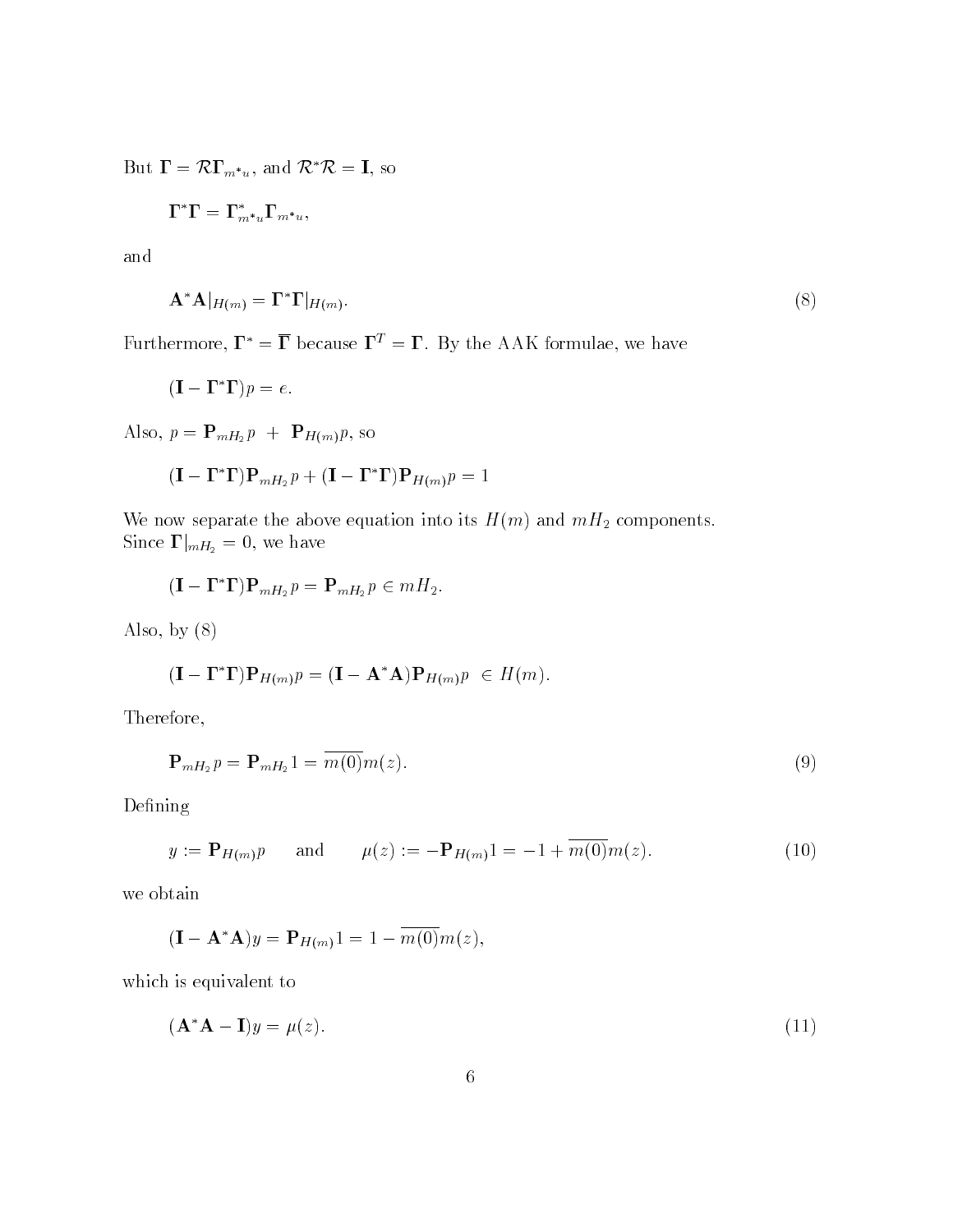But $\mathbf{\Gamma} = \mathcal{R}\mathbf{\Gamma}_{m^*u}$, and $\mathcal{R}^*\mathcal{R} = \mathbf{I}$, so

$$\mathbf{\Gamma}^*\mathbf{\Gamma} = \mathbf{\Gamma}^*_{m^*u}\mathbf{\Gamma}_{m^*u},$$

and

$$\mathbf{A}^*\mathbf{A}|_{H(m)} = \mathbf{\Gamma}^*\mathbf{\Gamma}|_{H(m)}. \tag{8}$$

Furthermore, $\mathbf{\Gamma}^* = \overline{\mathbf{\Gamma}}$ because $\mathbf{\Gamma}^T = \mathbf{\Gamma}$. By the AAK formulae, we have

$$(\mathbf{I} - \mathbf{\Gamma}^*\mathbf{\Gamma})p = e.$$

Also, $p = \mathbf{P}_{mH_2}p \;+\; \mathbf{P}_{H(m)}p$, so

$$(\mathbf{I} - \mathbf{\Gamma}^*\mathbf{\Gamma})\mathbf{P}_{mH_2}p + (\mathbf{I} - \mathbf{\Gamma}^*\mathbf{\Gamma})\mathbf{P}_{H(m)}p = 1$$

We now separate the above equation into its $H(m)$ and $mH_2$ components.
Since $\mathbf{\Gamma}|_{mH_2} = 0$, we have

$$(\mathbf{I} - \mathbf{\Gamma}^*\mathbf{\Gamma})\mathbf{P}_{mH_2}p = \mathbf{P}_{mH_2}p \in mH_2.$$

Also, by (8)

$$(\mathbf{I} - \mathbf{\Gamma}^*\mathbf{\Gamma})\mathbf{P}_{H(m)}p = (\mathbf{I} - \mathbf{A}^*\mathbf{A})\mathbf{P}_{H(m)}p \;\in H(m).$$

Therefore,

$$\mathbf{P}_{mH_2}p = \mathbf{P}_{mH_2}1 = \overline{m(0)}m(z). \tag{9}$$

Defining

$$y := \mathbf{P}_{H(m)}p \qquad \text{and} \qquad \mu(z) := -\mathbf{P}_{H(m)}1 = -1 + \overline{m(0)}m(z). \tag{10}$$

we obtain

$$(\mathbf{I} - \mathbf{A}^*\mathbf{A})y = \mathbf{P}_{H(m)}1 = 1 - \overline{m(0)}m(z),$$

which is equivalent to

$$(\mathbf{A}^*\mathbf{A} - \mathbf{I})y = \mu(z). \tag{11}$$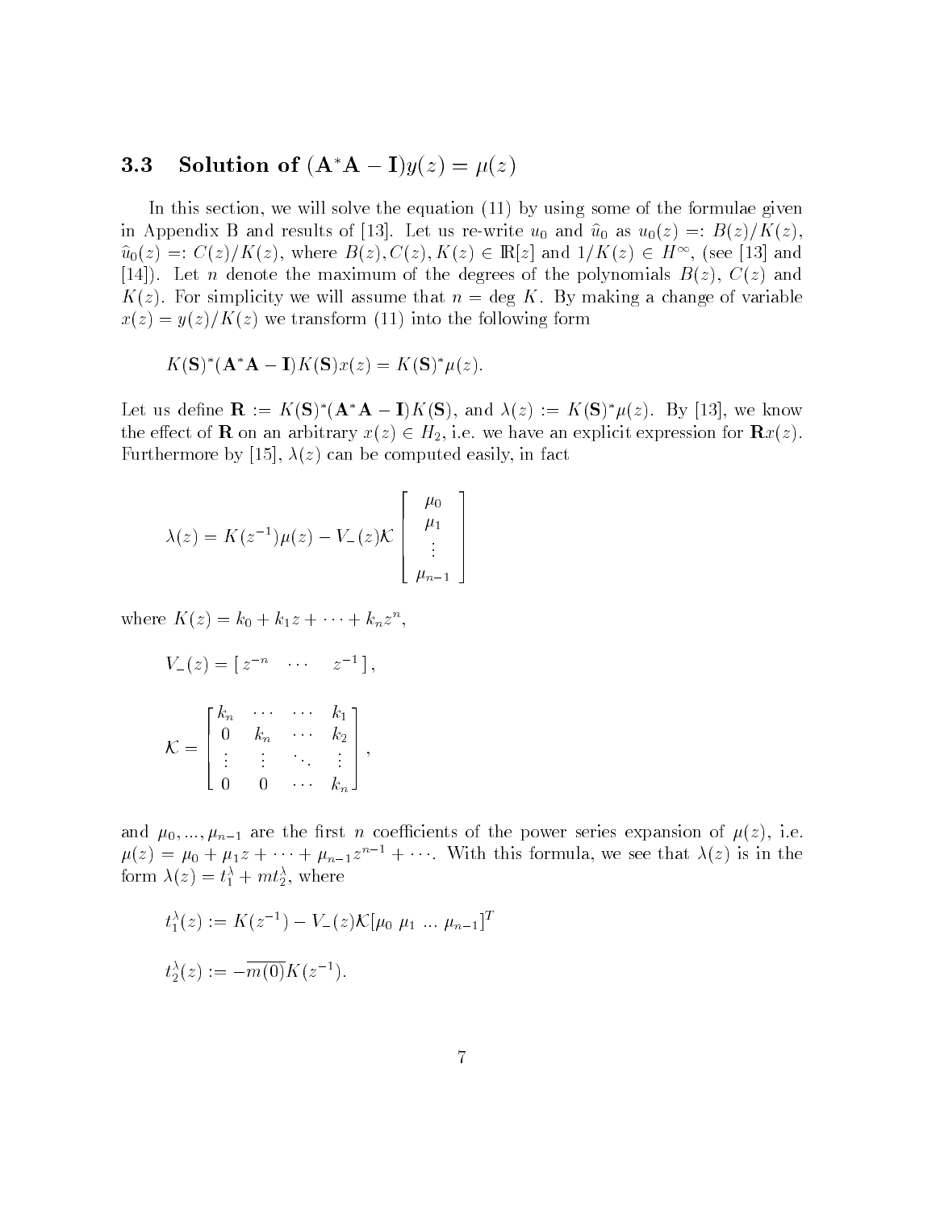### 3.3 Solution of $(\mathbf{A}^*\mathbf{A} - \mathbf{I})y(z) = \mu(z)$

In this section, we will solve the equation (11) by using some of the formulae given in Appendix B and results of [13]. Let us re-write $u_0$ and $\widehat{u}_0$ as $u_0(z) =: B(z)/K(z)$, $\widehat{u}_0(z) =: C(z)/K(z)$, where $B(z), C(z), K(z) \in \mathbb{R}[z]$ and $1/K(z) \in H^\infty$, (see [13] and [14]). Let $n$ denote the maximum of the degrees of the polynomials $B(z)$, $C(z)$ and $K(z)$. For simplicity we will assume that $n = \deg K$. By making a change of variable $x(z) = y(z)/K(z)$ we transform (11) into the following form

$$K(\mathbf{S})^*(\mathbf{A}^*\mathbf{A} - \mathbf{I})K(\mathbf{S})x(z) = K(\mathbf{S})^*\mu(z).$$

Let us define $\mathbf{R} := K(\mathbf{S})^*(\mathbf{A}^*\mathbf{A} - \mathbf{I})K(\mathbf{S})$, and $\lambda(z) := K(\mathbf{S})^*\mu(z)$. By [13], we know the effect of $\mathbf{R}$ on an arbitrary $x(z) \in H_2$, i.e. we have an explicit expression for $\mathbf{R}x(z)$. Furthermore by [15], $\lambda(z)$ can be computed easily, in fact

$$\lambda(z) = K(z^{-1})\mu(z) - V_-(z)\mathcal{K}\begin{bmatrix} \mu_0 \\ \mu_1 \\ \vdots \\ \mu_{n-1} \end{bmatrix}$$

where $K(z) = k_0 + k_1 z + \cdots + k_n z^n$,

$$V_-(z) = [\, z^{-n} \quad \cdots \quad z^{-1} \,],$$

$$\mathcal{K} = \begin{bmatrix} k_n & \cdots & \cdots & k_1 \\ 0 & k_n & \cdots & k_2 \\ \vdots & \vdots & \ddots & \vdots \\ 0 & 0 & \cdots & k_n \end{bmatrix},$$

and $\mu_0, \ldots, \mu_{n-1}$ are the first $n$ coefficients of the power series expansion of $\mu(z)$, i.e. $\mu(z) = \mu_0 + \mu_1 z + \cdots + \mu_{n-1}z^{n-1} + \cdots$. With this formula, we see that $\lambda(z)$ is in the form $\lambda(z) = t_1^\lambda + m t_2^\lambda$, where

$$t_1^\lambda(z) := K(z^{-1}) - V_-(z)\mathcal{K}[\mu_0 \ \mu_1 \ \ldots \ \mu_{n-1}]^T$$

$$t_2^\lambda(z) := -\overline{m(0)}K(z^{-1}).$$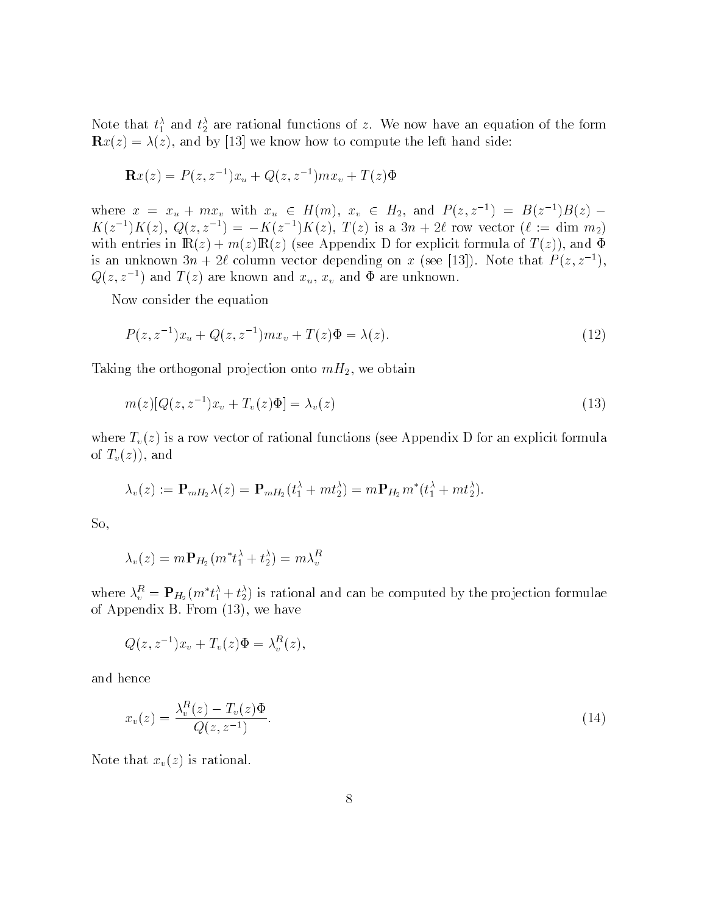Note that $t_1^\lambda$ and $t_2^\lambda$ are rational functions of $z$. We now have an equation of the form $\mathbf{R}x(z) = \lambda(z)$, and by [13] we know how to compute the left hand side:

$$\mathbf{R}x(z) = P(z, z^{-1})x_u + Q(z, z^{-1})mx_v + T(z)\Phi$$

where $x = x_u + mx_v$ with $x_u \in H(m)$, $x_v \in H_2$, and $P(z, z^{-1}) = B(z^{-1})B(z) - K(z^{-1})K(z)$, $Q(z, z^{-1}) = -K(z^{-1})K(z)$, $T(z)$ is a $3n + 2\ell$ row vector ($\ell := \dim m_2$) with entries in $\mathbb{R}(z) + m(z)\mathbb{R}(z)$ (see Appendix D for explicit formula of $T(z)$), and $\Phi$ is an unknown $3n + 2\ell$ column vector depending on $x$ (see [13]). Note that $P(z, z^{-1})$, $Q(z, z^{-1})$ and $T(z)$ are known and $x_u$, $x_v$ and $\Phi$ are unknown.

Now consider the equation

$$P(z, z^{-1})x_u + Q(z, z^{-1})mx_v + T(z)\Phi = \lambda(z). \tag{12}$$

Taking the orthogonal projection onto $mH_2$, we obtain

$$m(z)[Q(z, z^{-1})x_v + T_v(z)\Phi] = \lambda_v(z) \tag{13}$$

where $T_v(z)$ is a row vector of rational functions (see Appendix D for an explicit formula of $T_v(z)$), and

$$\lambda_v(z) := \mathbf{P}_{mH_2}\lambda(z) = \mathbf{P}_{mH_2}(t_1^\lambda + mt_2^\lambda) = m\mathbf{P}_{H_2}m^*(t_1^\lambda + mt_2^\lambda).$$

So,

$$\lambda_v(z) = m\mathbf{P}_{H_2}(m^*t_1^\lambda + t_2^\lambda) = m\lambda_v^R$$

where $\lambda_v^R = \mathbf{P}_{H_2}(m^*t_1^\lambda + t_2^\lambda)$ is rational and can be computed by the projection formulae of Appendix B. From (13), we have

$$Q(z, z^{-1})x_v + T_v(z)\Phi = \lambda_v^R(z),$$

and hence

$$x_v(z) = \frac{\lambda_v^R(z) - T_v(z)\Phi}{Q(z, z^{-1})}. \tag{14}$$

Note that $x_v(z)$ is rational.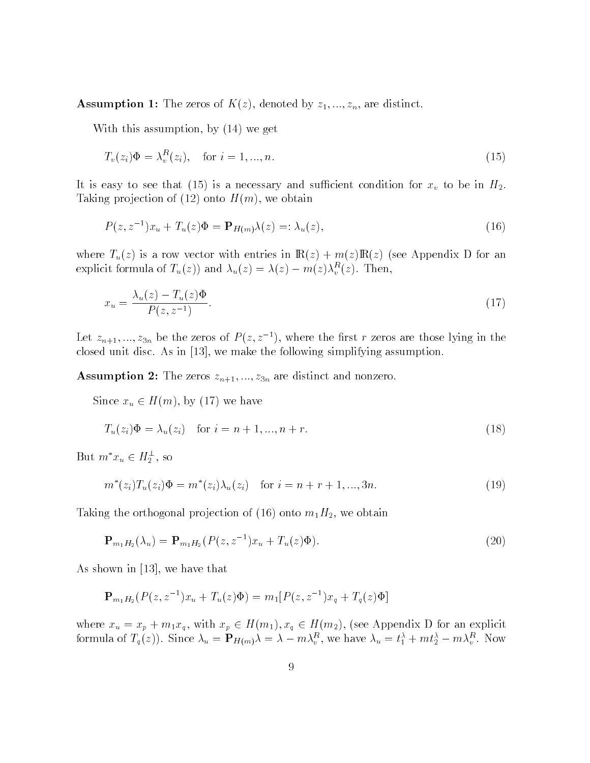**Assumption 1:** The zeros of $K(z)$, denoted by $z_1, ..., z_n$, are distinct.

With this assumption, by (14) we get

$$T_v(z_i)\Phi = \lambda_v^R(z_i), \quad \text{for } i = 1, ..., n. \tag{15}$$

It is easy to see that (15) is a necessary and sufficient condition for $x_v$ to be in $H_2$. Taking projection of (12) onto $H(m)$, we obtain

$$P(z, z^{-1})x_u + T_u(z)\Phi = \mathbf{P}_{H(m)}\lambda(z) =: \lambda_u(z), \tag{16}$$

where $T_u(z)$ is a row vector with entries in $\mathbb{R}(z) + m(z)\mathbb{R}(z)$ (see Appendix D for an explicit formula of $T_u(z)$) and $\lambda_u(z) = \lambda(z) - m(z)\lambda_v^R(z)$. Then,

$$x_u = \frac{\lambda_u(z) - T_u(z)\Phi}{P(z, z^{-1})}. \tag{17}$$

Let $z_{n+1}, ..., z_{3n}$ be the zeros of $P(z, z^{-1})$, where the first $r$ zeros are those lying in the closed unit disc. As in [13], we make the following simplifying assumption.

**Assumption 2:** The zeros $z_{n+1}, ..., z_{3n}$ are distinct and nonzero.

Since $x_u \in H(m)$, by (17) we have

$$T_u(z_i)\Phi = \lambda_u(z_i) \quad \text{for } i = n+1, ..., n+r. \tag{18}$$

But $m^* x_u \in H_2^\perp$, so

$$m^*(z_i)T_u(z_i)\Phi = m^*(z_i)\lambda_u(z_i) \quad \text{for } i = n+r+1, ..., 3n. \tag{19}$$

Taking the orthogonal projection of (16) onto $m_1 H_2$, we obtain

$$\mathbf{P}_{m_1 H_2}(\lambda_u) = \mathbf{P}_{m_1 H_2}(P(z, z^{-1})x_u + T_u(z)\Phi). \tag{20}$$

As shown in [13], we have that

$$\mathbf{P}_{m_1 H_2}(P(z, z^{-1})x_u + T_u(z)\Phi) = m_1[P(z, z^{-1})x_q + T_q(z)\Phi]$$

where $x_u = x_p + m_1 x_q$, with $x_p \in H(m_1), x_q \in H(m_2)$, (see Appendix D for an explicit formula of $T_q(z)$). Since $\lambda_u = \mathbf{P}_{H(m)}\lambda = \lambda - m\lambda_v^R$, we have $\lambda_u = t_1^\lambda + m t_2^\lambda - m\lambda_v^R$. Now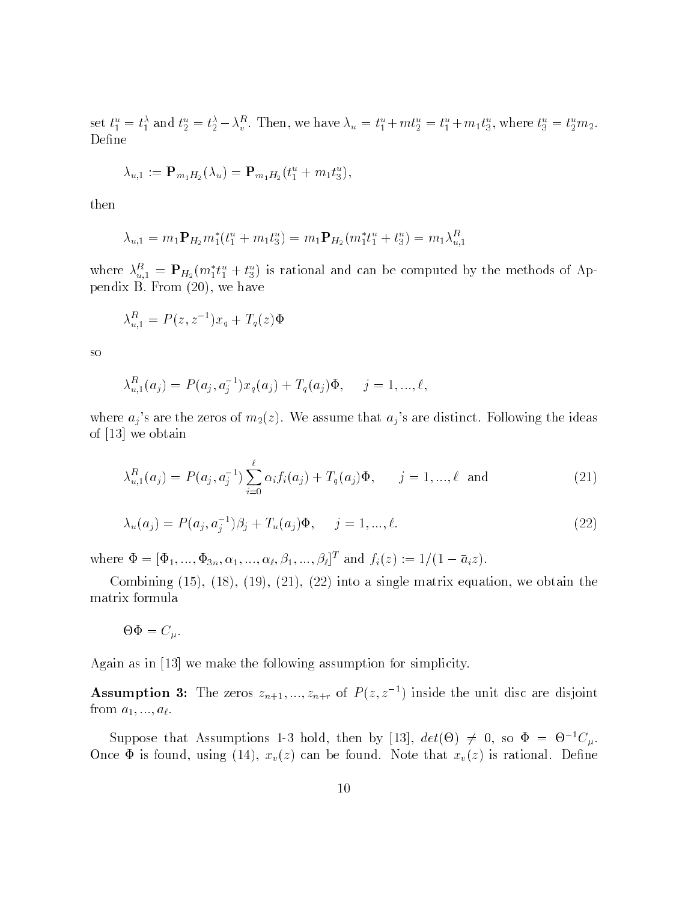set $t_1^u = t_1^\lambda$ and $t_2^u = t_2^\lambda - \lambda_v^R$. Then, we have $\lambda_u = t_1^u + m t_2^u = t_1^u + m_1 t_3^u$, where $t_3^u = t_2^u m_2$. Define

$$\lambda_{u,1} := \mathbf{P}_{m_1 H_2}(\lambda_u) = \mathbf{P}_{m_1 H_2}(t_1^u + m_1 t_3^u),$$

then

$$\lambda_{u,1} = m_1 \mathbf{P}_{H_2} m_1^*(t_1^u + m_1 t_3^u) = m_1 \mathbf{P}_{H_2}(m_1^* t_1^u + t_3^u) = m_1 \lambda_{u,1}^R$$

where $\lambda_{u,1}^R = \mathbf{P}_{H_2}(m_1^* t_1^u + t_3^u)$ is rational and can be computed by the methods of Appendix B. From (20), we have

$$\lambda_{u,1}^R = P(z, z^{-1}) x_q + T_q(z)\Phi$$

so

$$\lambda_{u,1}^R(a_j) = P(a_j, a_j^{-1}) x_q(a_j) + T_q(a_j)\Phi, \qquad j = 1, ..., \ell,$$

where $a_j$'s are the zeros of $m_2(z)$. We assume that $a_j$'s are distinct. Following the ideas of [13] we obtain

$$\lambda_{u,1}^R(a_j) = P(a_j, a_j^{-1}) \sum_{i=0}^{\ell} \alpha_i f_i(a_j) + T_q(a_j)\Phi, \qquad j = 1, ..., \ell \text{ and} \tag{21}$$

$$\lambda_u(a_j) = P(a_j, a_j^{-1})\beta_j + T_u(a_j)\Phi, \qquad j = 1, ..., \ell. \tag{22}$$

where $\Phi = [\Phi_1, ..., \Phi_{3n}, \alpha_1, ..., \alpha_\ell, \beta_1, ..., \beta_\ell]^T$ and $f_i(z) := 1/(1 - \bar{a}_i z)$.

Combining (15), (18), (19), (21), (22) into a single matrix equation, we obtain the matrix formula

$$\Theta \Phi = C_\mu.$$

Again as in [13] we make the following assumption for simplicity.

**Assumption 3:** The zeros $z_{n+1}, ..., z_{n+r}$ of $P(z, z^{-1})$ inside the unit disc are disjoint from $a_1, ..., a_\ell$.

Suppose that Assumptions 1-3 hold, then by [13], $det(\Theta) \neq 0$, so $\Phi = \Theta^{-1} C_\mu$. Once $\Phi$ is found, using (14), $x_v(z)$ can be found. Note that $x_v(z)$ is rational. Define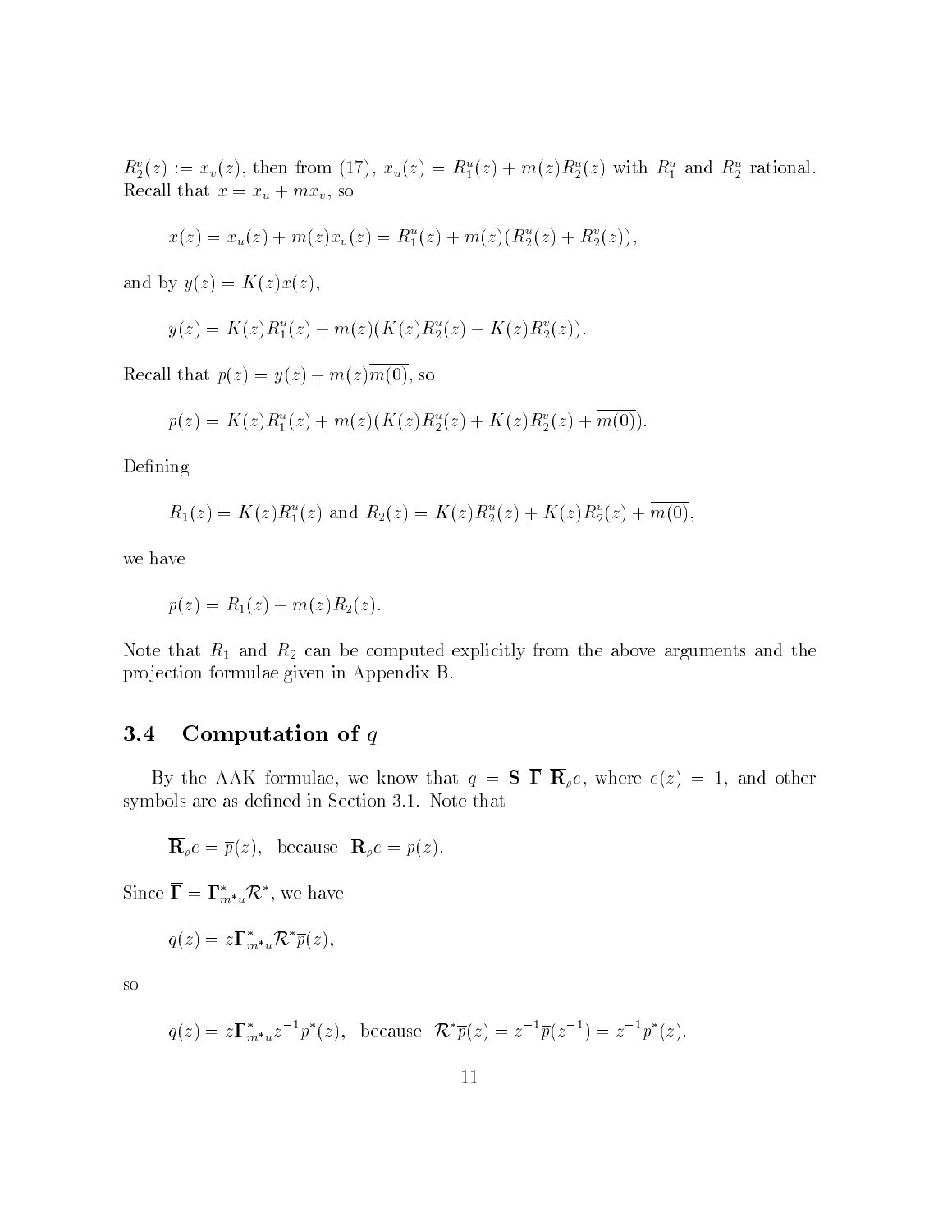$R_2^v(z) := x_v(z)$, then from (17), $x_u(z) = R_1^u(z) + m(z)R_2^u(z)$ with $R_1^u$ and $R_2^u$ rational. Recall that $x = x_u + mx_v$, so

$$x(z) = x_u(z) + m(z)x_v(z) = R_1^u(z) + m(z)(R_2^u(z) + R_2^v(z)),$$

and by $y(z) = K(z)x(z)$,

$$y(z) = K(z)R_1^u(z) + m(z)(K(z)R_2^u(z) + K(z)R_2^v(z)).$$

Recall that $p(z) = y(z) + m(z)\overline{m(0)}$, so

$$p(z) = K(z)R_1^u(z) + m(z)(K(z)R_2^u(z) + K(z)R_2^v(z) + \overline{m(0)}).$$

Defining

$$R_1(z) = K(z)R_1^u(z) \text{ and } R_2(z) = K(z)R_2^u(z) + K(z)R_2^v(z) + \overline{m(0)},$$

we have

$$p(z) = R_1(z) + m(z)R_2(z).$$

Note that $R_1$ and $R_2$ can be computed explicitly from the above arguments and the projection formulae given in Appendix B.

### 3.4 Computation of $q$

By the AAK formulae, we know that $q = \mathbf{S}\ \overline{\mathbf{\Gamma}}\ \overline{\mathbf{R}}_\rho e$, where $e(z) = 1$, and other symbols are as defined in Section 3.1. Note that

$$\overline{\mathbf{R}}_\rho e = \overline{p}(z), \quad \text{because} \quad \mathbf{R}_\rho e = p(z).$$

Since $\overline{\mathbf{\Gamma}} = \mathbf{\Gamma}^*_{m^*u}\mathcal{R}^*$, we have

$$q(z) = z\mathbf{\Gamma}^*_{m^*u}\mathcal{R}^*\overline{p}(z),$$

so

$$q(z) = z\mathbf{\Gamma}^*_{m^*u}z^{-1}p^*(z), \quad \text{because} \quad \mathcal{R}^*\overline{p}(z) = z^{-1}\overline{p}(z^{-1}) = z^{-1}p^*(z).$$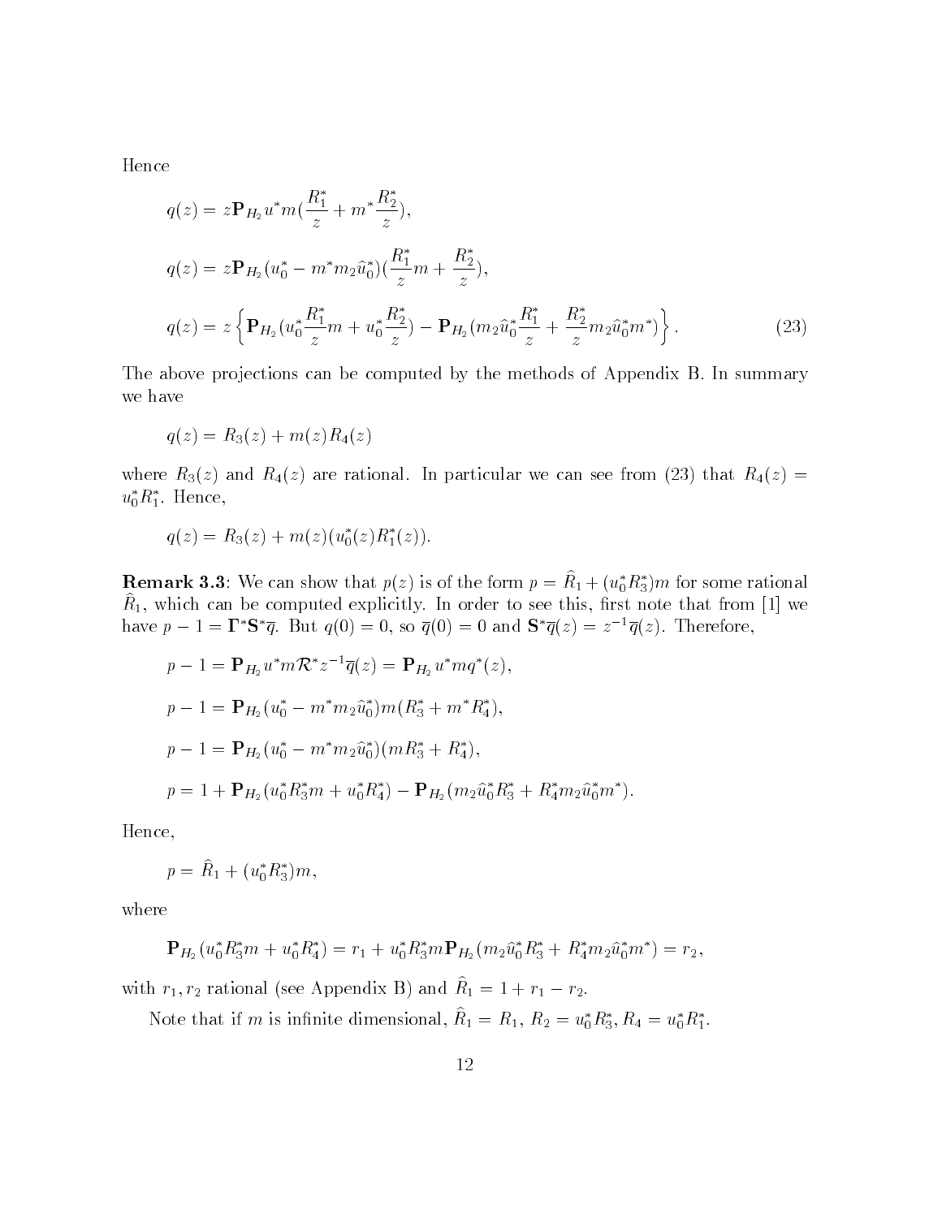Hence

$$q(z) = z\mathbf{P}_{H_2} u^* m(\frac{R_1^*}{z} + m^* \frac{R_2^*}{z}),$$

$$q(z) = z\mathbf{P}_{H_2}(u_0^* - m^* m_2 \hat{u}_0^*)(\frac{R_1^*}{z} m + \frac{R_2^*}{z}),$$

$$q(z) = z\left\{\mathbf{P}_{H_2}(u_0^* \frac{R_1^*}{z} m + u_0^* \frac{R_2^*}{z}) - \mathbf{P}_{H_2}(m_2 \hat{u}_0^* \frac{R_1^*}{z} + \frac{R_2^*}{z} m_2 \hat{u}_0^* m^*)\right\}. \tag{23}$$

The above projections can be computed by the methods of Appendix B. In summary we have

$$q(z) = R_3(z) + m(z) R_4(z)$$

where $R_3(z)$ and $R_4(z)$ are rational. In particular we can see from (23) that $R_4(z) = u_0^* R_1^*$. Hence,

$$q(z) = R_3(z) + m(z)(u_0^*(z) R_1^*(z)).$$

**Remark 3.3**: We can show that $p(z)$ is of the form $p = \hat{R}_1 + (u_0^* R_3^*) m$ for some rational $\hat{R}_1$, which can be computed explicitly. In order to see this, first note that from [1] we have $p - 1 = \mathbf{\Gamma}^* \mathbf{S}^* \overline{q}$. But $q(0) = 0$, so $\overline{q}(0) = 0$ and $\mathbf{S}^* \overline{q}(z) = z^{-1} \overline{q}(z)$. Therefore,

$$p - 1 = \mathbf{P}_{H_2} u^* m \mathcal{R}^* z^{-1} \overline{q}(z) = \mathbf{P}_{H_2} u^* m q^*(z),$$

$$p - 1 = \mathbf{P}_{H_2}(u_0^* - m^* m_2 \hat{u}_0^*) m (R_3^* + m^* R_4^*),$$

$$p - 1 = \mathbf{P}_{H_2}(u_0^* - m^* m_2 \hat{u}_0^*)(m R_3^* + R_4^*),$$

$$p = 1 + \mathbf{P}_{H_2}(u_0^* R_3^* m + u_0^* R_4^*) - \mathbf{P}_{H_2}(m_2 \hat{u}_0^* R_3^* + R_4^* m_2 \hat{u}_0^* m^*).$$

Hence,

$$p = \hat{R}_1 + (u_0^* R_3^*) m,$$

where

$$\mathbf{P}_{H_2}(u_0^* R_3^* m + u_0^* R_4^*) = r_1 + u_0^* R_3^* m \mathbf{P}_{H_2}(m_2 \hat{u}_0^* R_3^* + R_4^* m_2 \hat{u}_0^* m^*) = r_2,$$

with $r_1, r_2$ rational (see Appendix B) and $\hat{R}_1 = 1 + r_1 - r_2$.

Note that if $m$ is infinite dimensional, $\hat{R}_1 = R_1$, $R_2 = u_0^* R_3^*$, $R_4 = u_0^* R_1^*$.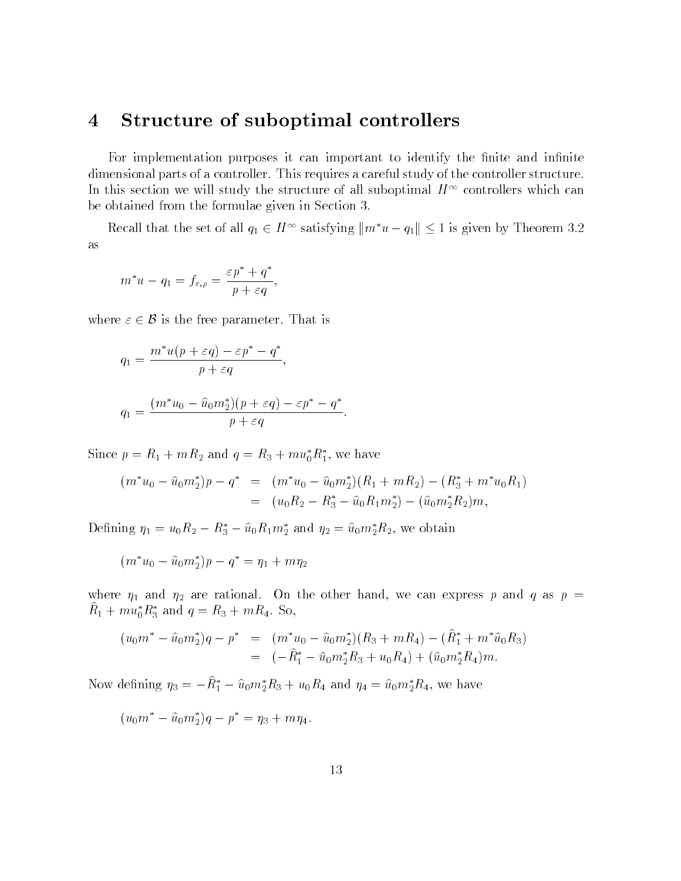## 4 Structure of suboptimal controllers

For implementation purposes it can important to identify the finite and infinite dimensional parts of a controller. This requires a careful study of the controller structure. In this section we will study the structure of all suboptimal $H^\infty$ controllers which can be obtained from the formulae given in Section 3.

Recall that the set of all $q_1 \in H^\infty$ satisfying $\|m^* u - q_1\| \leq 1$ is given by Theorem 3.2 as

$$m^* u - q_1 = f_{\varepsilon,\rho} = \frac{\varepsilon p^* + q^*}{p + \varepsilon q},$$

where $\varepsilon \in \mathcal{B}$ is the free parameter. That is

$$q_1 = \frac{m^* u(p + \varepsilon q) - \varepsilon p^* - q^*}{p + \varepsilon q},$$

$$q_1 = \frac{(m^* u_0 - \hat{u}_0 m_2^*)(p + \varepsilon q) - \varepsilon p^* - q^*}{p + \varepsilon q}.$$

Since $p = R_1 + mR_2$ and $q = R_3 + m u_0^* R_1^*$, we have

$$\begin{aligned}
(m^* u_0 - \hat{u}_0 m_2^*)p - q^* &= (m^* u_0 - \hat{u}_0 m_2^*)(R_1 + mR_2) - (R_3^* + m^* u_0 R_1) \\
&= (u_0 R_2 - R_3^* - \hat{u}_0 R_1 m_2^*) - (\hat{u}_0 m_2^* R_2)m,
\end{aligned}$$

Defining $\eta_1 = u_0 R_2 - R_3^* - \hat{u}_0 R_1 m_2^*$ and $\eta_2 = \hat{u}_0 m_2^* R_2$, we obtain

$$(m^* u_0 - \hat{u}_0 m_2^*)p - q^* = \eta_1 + m\eta_2$$

where $\eta_1$ and $\eta_2$ are rational. On the other hand, we can express $p$ and $q$ as $p = \hat{R}_1 + m u_0^* R_3^*$ and $q = R_3 + mR_4$. So,

$$\begin{aligned}
(u_0 m^* - \hat{u}_0 m_2^*)q - p^* &= (m^* u_0 - \hat{u}_0 m_2^*)(R_3 + mR_4) - (\hat{R}_1^* + m^* \hat{u}_0 R_3) \\
&= (-\hat{R}_1^* - \hat{u}_0 m_2^* R_3 + u_0 R_4) + (\hat{u}_0 m_2^* R_4)m.
\end{aligned}$$

Now defining $\eta_3 = -\hat{R}_1^* - \hat{u}_0 m_2^* R_3 + u_0 R_4$ and $\eta_4 = \hat{u}_0 m_2^* R_4$, we have

$$(u_0 m^* - \hat{u}_0 m_2^*)q - p^* = \eta_3 + m\eta_4.$$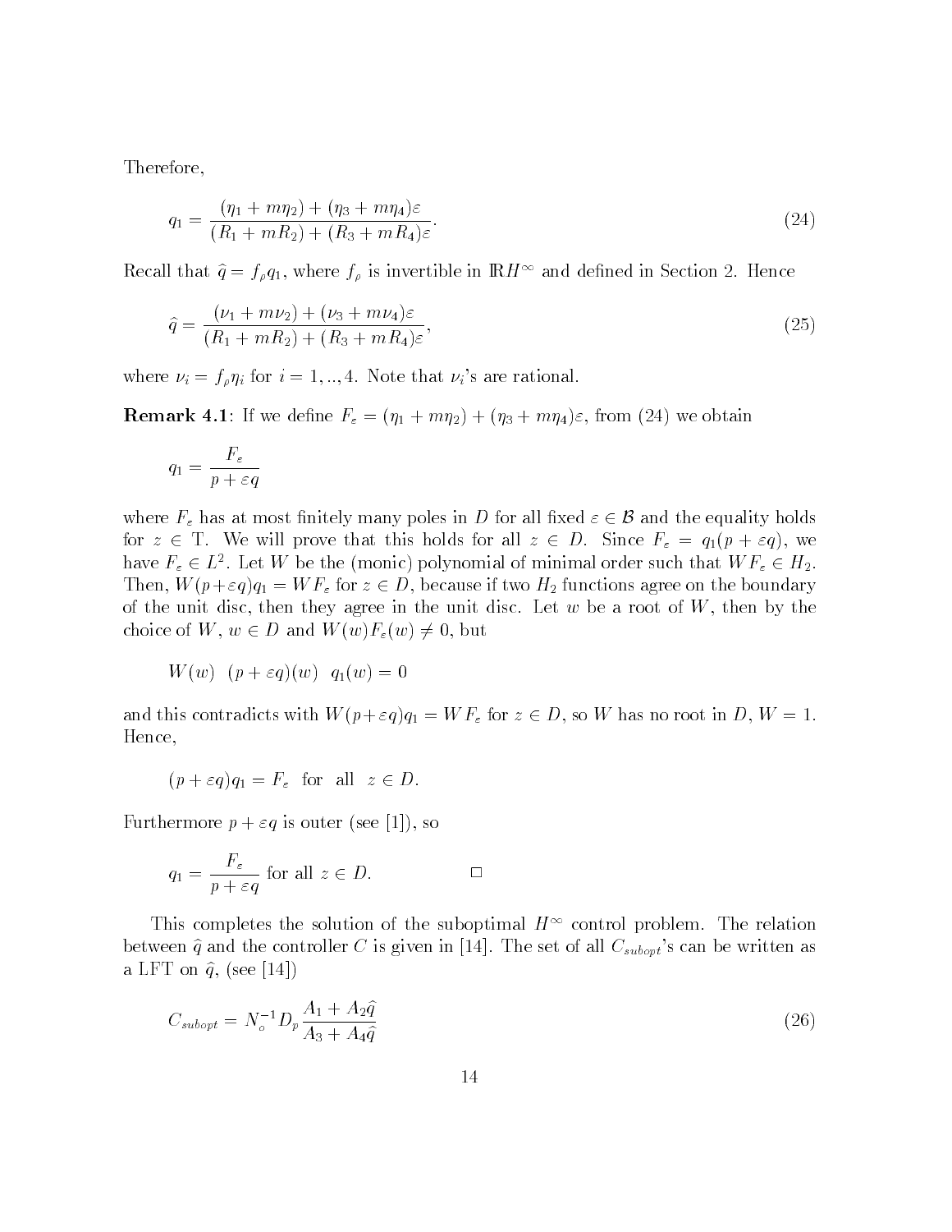Therefore,

$$q_1 = \frac{(\eta_1 + m\eta_2) + (\eta_3 + m\eta_4)\varepsilon}{(R_1 + mR_2) + (R_3 + mR_4)\varepsilon}. \tag{24}$$

Recall that $\widehat{q} = f_\rho q_1$, where $f_\rho$ is invertible in $\mathbb{R}H^\infty$ and defined in Section 2. Hence

$$\widehat{q} = \frac{(\nu_1 + m\nu_2) + (\nu_3 + m\nu_4)\varepsilon}{(R_1 + mR_2) + (R_3 + mR_4)\varepsilon}, \tag{25}$$

where $\nu_i = f_\rho \eta_i$ for $i = 1, .., 4$. Note that $\nu_i$'s are rational.

**Remark 4.1**: If we define $F_\varepsilon = (\eta_1 + m\eta_2) + (\eta_3 + m\eta_4)\varepsilon$, from (24) we obtain

$$q_1 = \frac{F_\varepsilon}{p + \varepsilon q}$$

where $F_\varepsilon$ has at most finitely many poles in $D$ for all fixed $\varepsilon \in \mathcal{B}$ and the equality holds for $z \in \mathrm{T}$. We will prove that this holds for all $z \in D$. Since $F_\varepsilon = q_1(p + \varepsilon q)$, we have $F_\varepsilon \in L^2$. Let $W$ be the (monic) polynomial of minimal order such that $WF_\varepsilon \in H_2$. Then, $W(p + \varepsilon q)q_1 = WF_\varepsilon$ for $z \in D$, because if two $H_2$ functions agree on the boundary of the unit disc, then they agree in the unit disc. Let $w$ be a root of $W$, then by the choice of $W$, $w \in D$ and $W(w)F_\varepsilon(w) \neq 0$, but

$$W(w) \quad (p + \varepsilon q)(w) \quad q_1(w) = 0$$

and this contradicts with $W(p + \varepsilon q)q_1 = WF_\varepsilon$ for $z \in D$, so $W$ has no root in $D$, $W = 1$. Hence,

$$(p + \varepsilon q)q_1 = F_\varepsilon \quad \text{for all} \quad z \in D.$$

Furthermore $p + \varepsilon q$ is outer (see [1]), so

$$q_1 = \frac{F_\varepsilon}{p + \varepsilon q} \text{ for all } z \in D. \qquad \Box$$

This completes the solution of the suboptimal $H^\infty$ control problem. The relation between $\widehat{q}$ and the controller $C$ is given in [14]. The set of all $C_{subopt}$'s can be written as a LFT on $\widehat{q}$, (see [14])

$$C_{subopt} = N_o^{-1} D_p \frac{A_1 + A_2\widehat{q}}{A_3 + A_4\widehat{q}} \tag{26}$$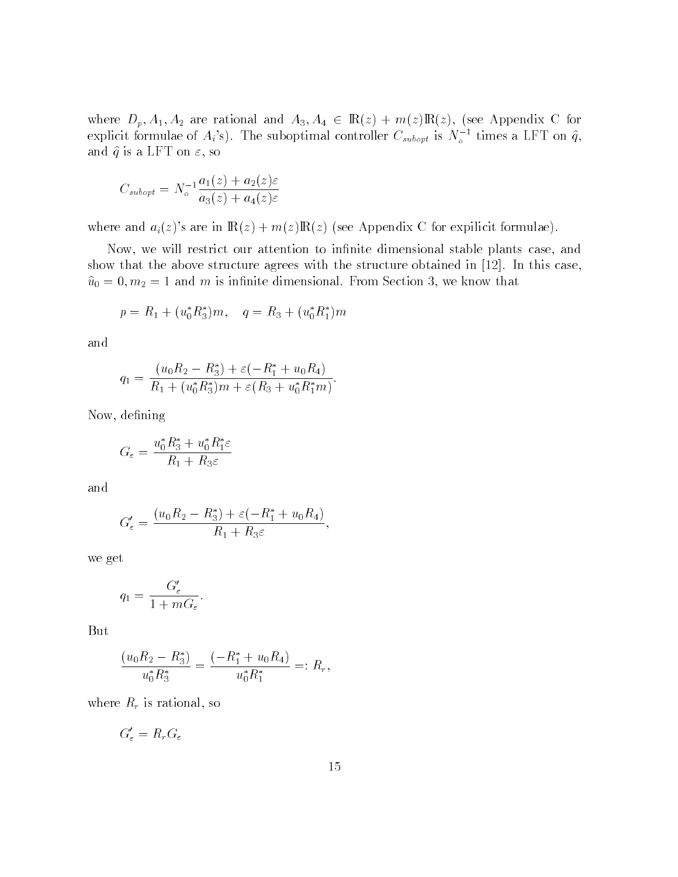where $D_p, A_1, A_2$ are rational and $A_3, A_4 \in \mathbb{R}(z) + m(z)\mathbb{R}(z)$, (see Appendix C for explicit formulae of $A_i$'s). The suboptimal controller $C_{subopt}$ is $N_o^{-1}$ times a LFT on $\hat{q}$, and $\hat{q}$ is a LFT on $\varepsilon$, so

$$C_{subopt} = N_o^{-1} \frac{a_1(z) + a_2(z)\varepsilon}{a_3(z) + a_4(z)\varepsilon}$$

where and $a_i(z)$'s are in $\mathbb{R}(z) + m(z)\mathbb{R}(z)$ (see Appendix C for expilicit formulae).

Now, we will restrict our attention to infinite dimensional stable plants case, and show that the above structure agrees with the structure obtained in [12]. In this case, $\hat{u}_0 = 0, m_2 = 1$ and $m$ is infinite dimensional. From Section 3, we know that

$$p = R_1 + (u_0^* R_3^*)m, \quad q = R_3 + (u_0^* R_1^*)m$$

and

$$q_1 = \frac{(u_0 R_2 - R_3^*) + \varepsilon(-R_1^* + u_0 R_4)}{R_1 + (u_0^* R_3^*)m + \varepsilon(R_3 + u_0^* R_1^* m)}.$$

Now, defining

$$G_\varepsilon = \frac{u_0^* R_3^* + u_0^* R_1^* \varepsilon}{R_1 + R_3 \varepsilon}$$

and

$$G'_\varepsilon = \frac{(u_0 R_2 - R_3^*) + \varepsilon(-R_1^* + u_0 R_4)}{R_1 + R_3 \varepsilon},$$

we get

$$q_1 = \frac{G'_\varepsilon}{1 + m G_\varepsilon}.$$

But

$$\frac{(u_0 R_2 - R_3^*)}{u_0^* R_3^*} = \frac{(-R_1^* + u_0 R_4)}{u_0^* R_1^*} =: R_r,$$

where $R_r$ is rational, so

$$G'_\varepsilon = R_r G_\varepsilon$$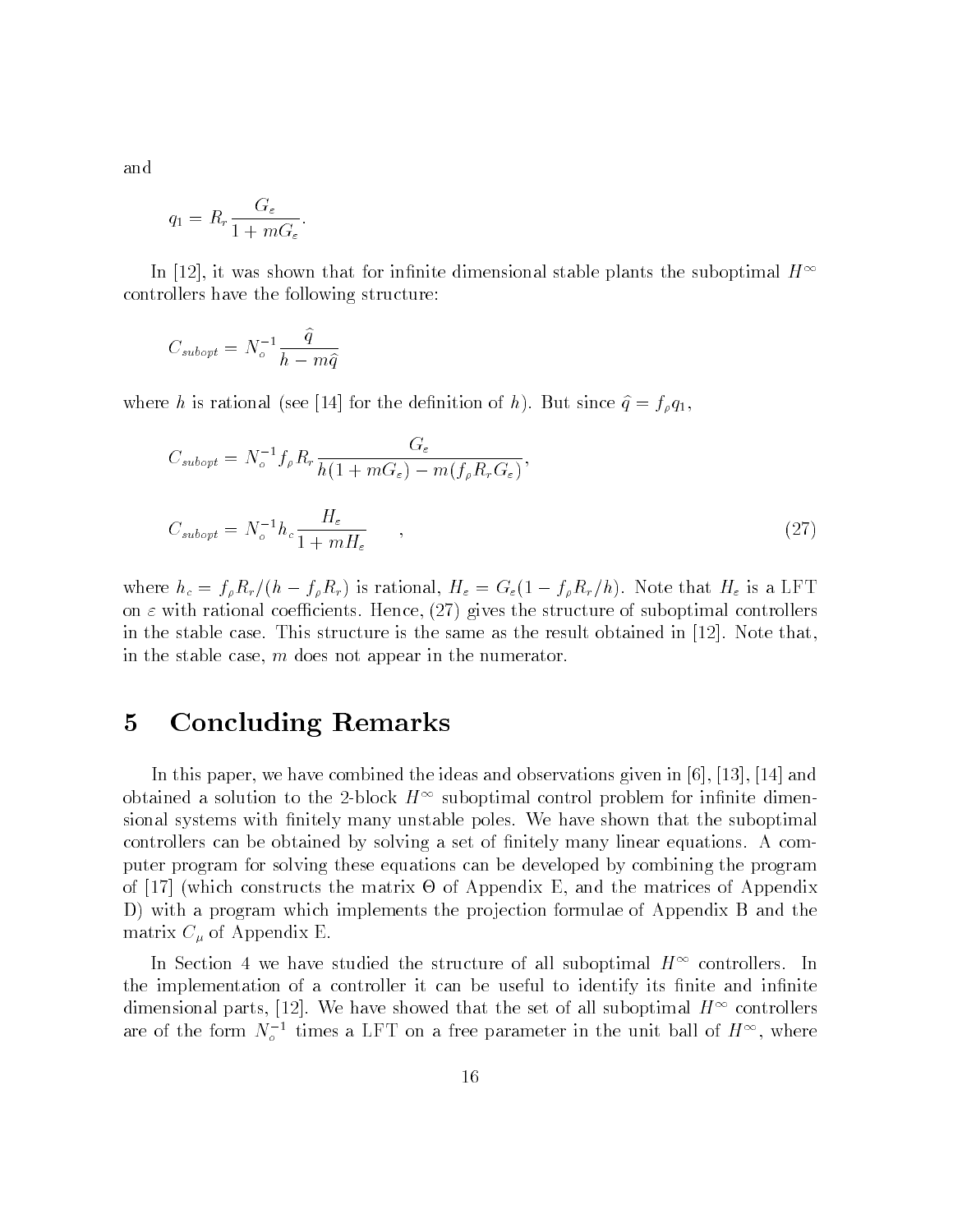and

$$q_1 = R_r \frac{G_\varepsilon}{1 + mG_\varepsilon}.$$

In [12], it was shown that for infinite dimensional stable plants the suboptimal $H^\infty$ controllers have the following structure:

$$C_{subopt} = N_o^{-1} \frac{\hat{q}}{h - m\hat{q}}$$

where $h$ is rational (see [14] for the definition of $h$). But since $\hat{q} = f_\rho q_1$,

$$C_{subopt} = N_o^{-1} f_\rho R_r \frac{G_\varepsilon}{h(1 + mG_\varepsilon) - m(f_\rho R_r G_\varepsilon)},$$

$$C_{subopt} = N_o^{-1} h_c \frac{H_\varepsilon}{1 + mH_\varepsilon} \quad , \tag{27}$$

where $h_c = f_\rho R_r / (h - f_\rho R_r)$ is rational, $H_\varepsilon = G_\varepsilon (1 - f_\rho R_r / h)$. Note that $H_\varepsilon$ is a LFT on $\varepsilon$ with rational coefficients. Hence, (27) gives the structure of suboptimal controllers in the stable case. This structure is the same as the result obtained in [12]. Note that, in the stable case, $m$ does not appear in the numerator.

# 5 Concluding Remarks

In this paper, we have combined the ideas and observations given in [6], [13], [14] and obtained a solution to the 2-block $H^\infty$ suboptimal control problem for infinite dimensional systems with finitely many unstable poles. We have shown that the suboptimal controllers can be obtained by solving a set of finitely many linear equations. A computer program for solving these equations can be developed by combining the program of [17] (which constructs the matrix $\Theta$ of Appendix E, and the matrices of Appendix D) with a program which implements the projection formulae of Appendix B and the matrix $C_\mu$ of Appendix E.

In Section 4 we have studied the structure of all suboptimal $H^\infty$ controllers. In the implementation of a controller it can be useful to identify its finite and infinite dimensional parts, [12]. We have showed that the set of all suboptimal $H^\infty$ controllers are of the form $N_o^{-1}$ times a LFT on a free parameter in the unit ball of $H^\infty$, where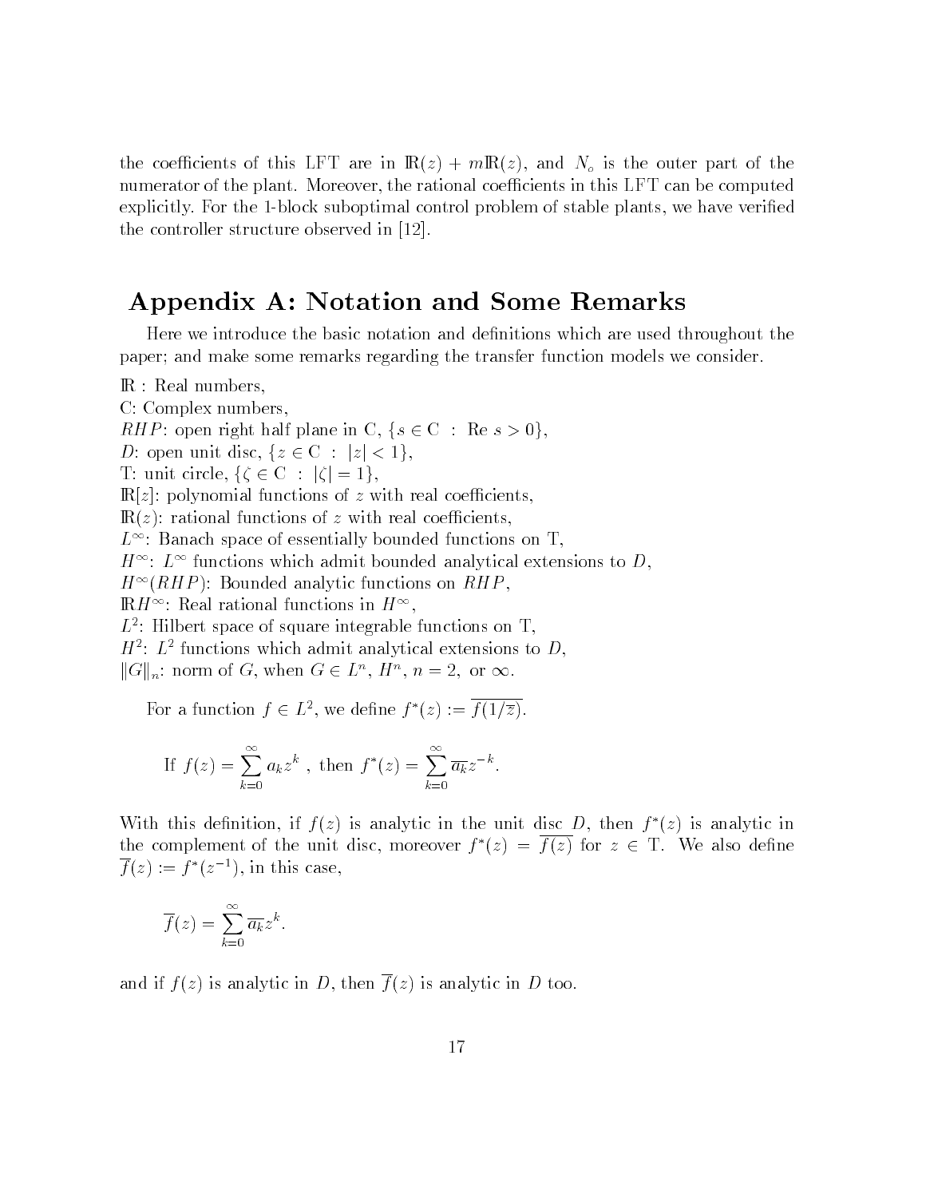the coefficients of this LFT are in $\mathbb{R}(z) + m\mathbb{R}(z)$, and $N_o$ is the outer part of the numerator of the plant. Moreover, the rational coefficients in this LFT can be computed explicitly. For the 1-block suboptimal control problem of stable plants, we have verified the controller structure observed in [12].

## Appendix A: Notation and Some Remarks

Here we introduce the basic notation and definitions which are used throughout the paper; and make some remarks regarding the transfer function models we consider.

$\mathbb{R}$ : Real numbers,
$\mathbb{C}$: Complex numbers,
$RHP$: open right half plane in $\mathbb{C}$, $\{s \in \mathbb{C} \ : \ \text{Re } s > 0\}$,
$D$: open unit disc, $\{z \in \mathbb{C} \ : \ |z| < 1\}$,
$\mathbb{T}$: unit circle, $\{\zeta \in \mathbb{C} \ : \ |\zeta| = 1\}$,
$\mathbb{R}[z]$: polynomial functions of $z$ with real coefficients,
$\mathbb{R}(z)$: rational functions of $z$ with real coefficients,
$L^\infty$: Banach space of essentially bounded functions on $\mathbb{T}$,
$H^\infty$: $L^\infty$ functions which admit bounded analytical extensions to $D$,
$H^\infty(RHP)$: Bounded analytic functions on $RHP$,
$\mathbb{R}H^\infty$: Real rational functions in $H^\infty$,
$L^2$: Hilbert space of square integrable functions on $\mathbb{T}$,
$H^2$: $L^2$ functions which admit analytical extensions to $D$,
$\|G\|_n$: norm of $G$, when $G \in L^n$, $H^n$, $n = 2$, or $\infty$.

For a function $f \in L^2$, we define $f^*(z) := \overline{f(1/\overline{z})}$.

$$\text{If } f(z) = \sum_{k=0}^{\infty} a_k z^k \text{ , then } f^*(z) = \sum_{k=0}^{\infty} \overline{a_k} z^{-k}.$$

With this definition, if $f(z)$ is analytic in the unit disc $D$, then $f^*(z)$ is analytic in the complement of the unit disc, moreover $f^*(z) = \overline{f(z)}$ for $z \in \mathbb{T}$. We also define $\overline{f}(z) := f^*(z^{-1})$, in this case,

$$\overline{f}(z) = \sum_{k=0}^{\infty} \overline{a_k} z^k.$$

and if $f(z)$ is analytic in $D$, then $\overline{f}(z)$ is analytic in $D$ too.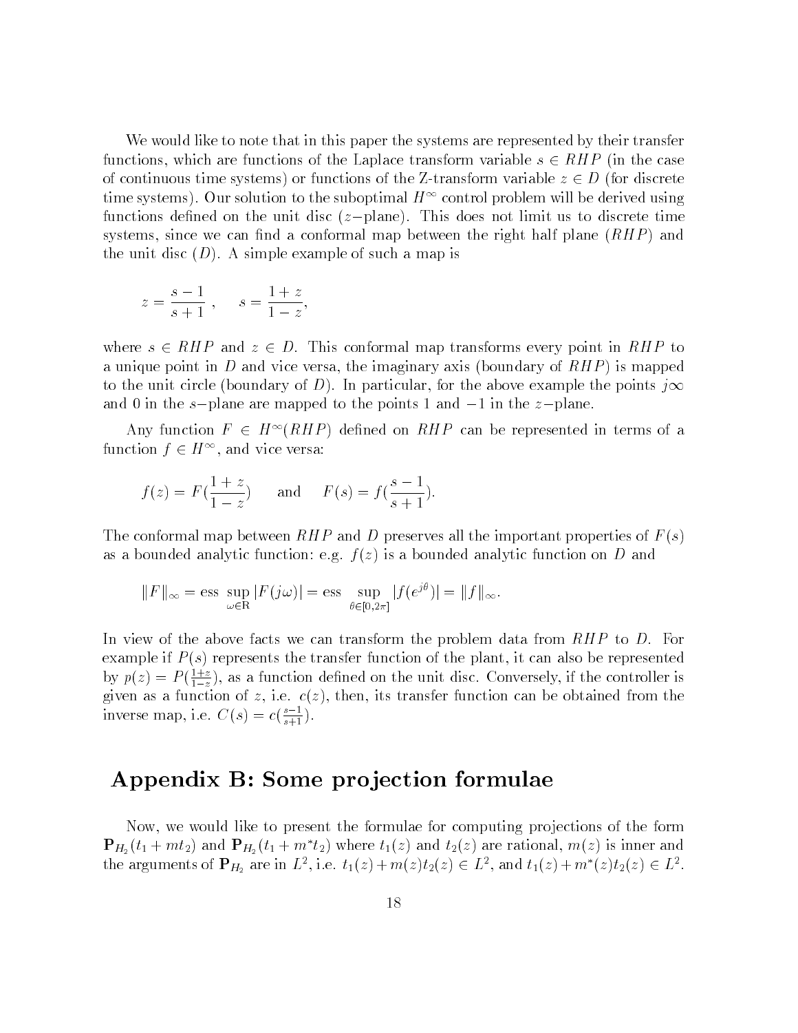We would like to note that in this paper the systems are represented by their transfer functions, which are functions of the Laplace transform variable $s \in RHP$ (in the case of continuous time systems) or functions of the Z-transform variable $z \in D$ (for discrete time systems). Our solution to the suboptimal $H^\infty$ control problem will be derived using functions defined on the unit disc ($z-$plane). This does not limit us to discrete time systems, since we can find a conformal map between the right half plane ($RHP$) and the unit disc ($D$). A simple example of such a map is

$$z = \frac{s-1}{s+1}\ , \qquad s = \frac{1+z}{1-z},$$

where $s \in RHP$ and $z \in D$. This conformal map transforms every point in $RHP$ to a unique point in $D$ and vice versa, the imaginary axis (boundary of $RHP$) is mapped to the unit circle (boundary of $D$). In particular, for the above example the points $j\infty$ and $0$ in the $s-$plane are mapped to the points $1$ and $-1$ in the $z-$plane.

Any function $F \in H^\infty(RHP)$ defined on $RHP$ can be represented in terms of a function $f \in H^\infty$, and vice versa:

$$f(z) = F(\frac{1+z}{1-z}) \qquad \text{and} \qquad F(s) = f(\frac{s-1}{s+1}).$$

The conformal map between $RHP$ and $D$ preserves all the important properties of $F(s)$ as a bounded analytic function: e.g. $f(z)$ is a bounded analytic function on $D$ and

$$\|F\|_\infty = \text{ess}\ \sup_{\omega \in \mathrm{R}} |F(j\omega)| = \text{ess}\ \sup_{\theta \in [0, 2\pi]} |f(e^{j\theta})| = \|f\|_\infty.$$

In view of the above facts we can transform the problem data from $RHP$ to $D$. For example if $P(s)$ represents the transfer function of the plant, it can also be represented by $p(z) = P(\frac{1+z}{1-z})$, as a function defined on the unit disc. Conversely, if the controller is given as a function of $z$, i.e. $c(z)$, then, its transfer function can be obtained from the inverse map, i.e. $C(s) = c(\frac{s-1}{s+1})$.

# Appendix B: Some projection formulae

Now, we would like to present the formulae for computing projections of the form $\mathbf{P}_{H_2}(t_1 + mt_2)$ and $\mathbf{P}_{H_2}(t_1 + m^* t_2)$ where $t_1(z)$ and $t_2(z)$ are rational, $m(z)$ is inner and the arguments of $\mathbf{P}_{H_2}$ are in $L^2$, i.e. $t_1(z) + m(z)t_2(z) \in L^2$, and $t_1(z) + m^*(z)t_2(z) \in L^2$.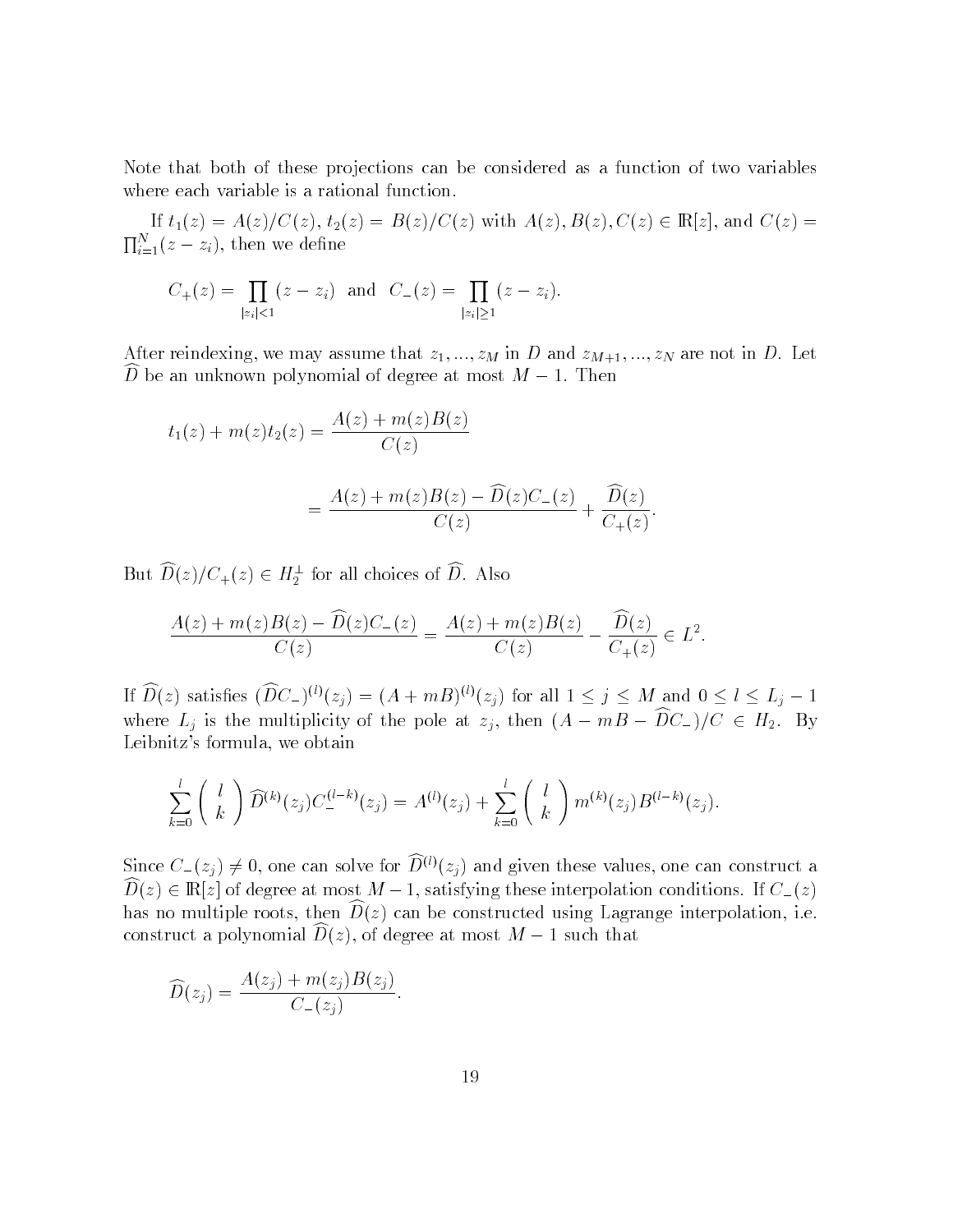Note that both of these projections can be considered as a function of two variables where each variable is a rational function.

If $t_1(z) = A(z)/C(z)$, $t_2(z) = B(z)/C(z)$ with $A(z), B(z), C(z) \in \mathbb{R}[z]$, and $C(z) = \prod_{i=1}^{N}(z - z_i)$, then we define

$$C_+(z) = \prod_{|z_i|<1} (z - z_i) \ \text{ and } \ C_-(z) = \prod_{|z_i|\geq 1} (z - z_i).$$

After reindexing, we may assume that $z_1, ..., z_M$ in $D$ and $z_{M+1}, ..., z_N$ are not in $D$. Let $\widehat{D}$ be an unknown polynomial of degree at most $M - 1$. Then

$$t_1(z) + m(z)t_2(z) = \frac{A(z) + m(z)B(z)}{C(z)}$$

$$= \frac{A(z) + m(z)B(z) - \widehat{D}(z)C_-(z)}{C(z)} + \frac{\widehat{D}(z)}{C_+(z)}.$$

But $\widehat{D}(z)/C_+(z) \in H_2^{\perp}$ for all choices of $\widehat{D}$. Also

$$\frac{A(z) + m(z)B(z) - \widehat{D}(z)C_-(z)}{C(z)} = \frac{A(z) + m(z)B(z)}{C(z)} - \frac{\widehat{D}(z)}{C_+(z)} \in L^2.$$

If $\widehat{D}(z)$ satisfies $(\widehat{D}C_-)^{(l)}(z_j) = (A + mB)^{(l)}(z_j)$ for all $1 \leq j \leq M$ and $0 \leq l \leq L_j - 1$ where $L_j$ is the multiplicity of the pole at $z_j$, then $(A - mB - \widehat{D}C_-)/C \in H_2$. By Leibnitz's formula, we obtain

$$\sum_{k=0}^{l} \binom{l}{k} \widehat{D}^{(k)}(z_j)C_-^{(l-k)}(z_j) = A^{(l)}(z_j) + \sum_{k=0}^{l} \binom{l}{k} m^{(k)}(z_j)B^{(l-k)}(z_j).$$

Since $C_-(z_j) \neq 0$, one can solve for $\widehat{D}^{(l)}(z_j)$ and given these values, one can construct a $\widehat{D}(z) \in \mathbb{R}[z]$ of degree at most $M - 1$, satisfying these interpolation conditions. If $C_-(z)$ has no multiple roots, then $\widehat{D}(z)$ can be constructed using Lagrange interpolation, i.e. construct a polynomial $\widehat{D}(z)$, of degree at most $M - 1$ such that

$$\widehat{D}(z_j) = \frac{A(z_j) + m(z_j)B(z_j)}{C_-(z_j)}.$$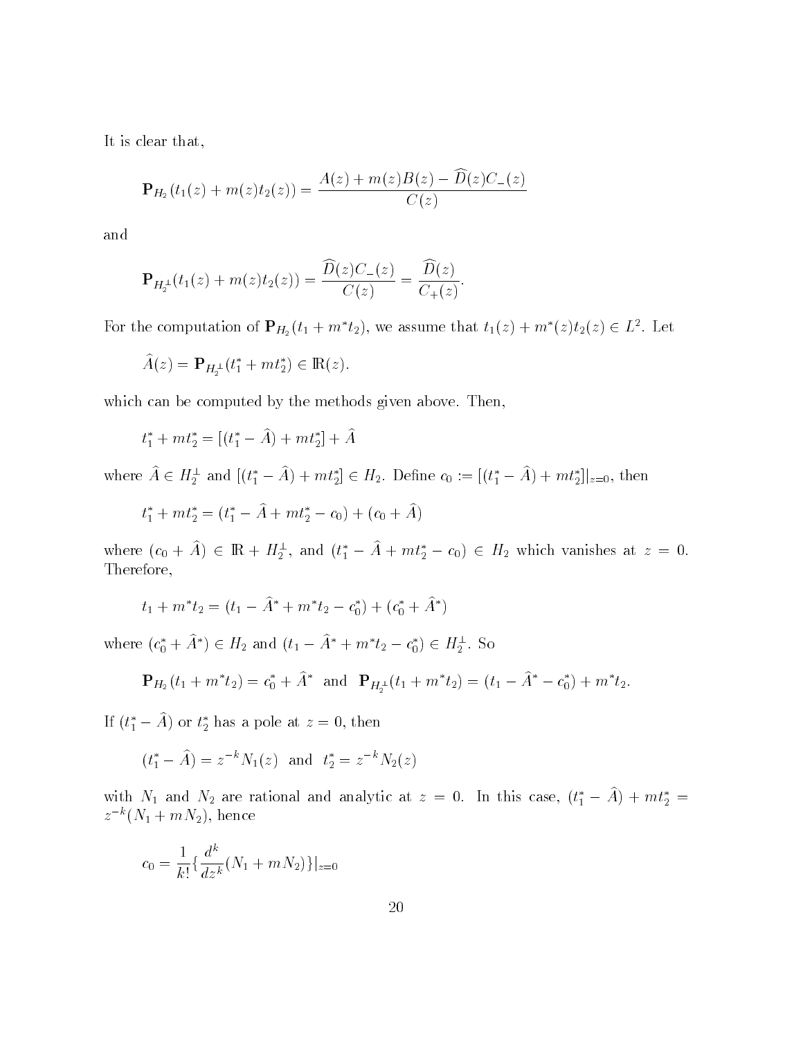It is clear that,

$$\mathbf{P}_{H_2}(t_1(z) + m(z)t_2(z)) = \frac{A(z) + m(z)B(z) - \widehat{D}(z)C_-(z)}{C(z)}$$

and

$$\mathbf{P}_{H_2^\perp}(t_1(z) + m(z)t_2(z)) = \frac{\widehat{D}(z)C_-(z)}{C(z)} = \frac{\widehat{D}(z)}{C_+(z)}.$$

For the computation of $\mathbf{P}_{H_2}(t_1 + m^* t_2)$, we assume that $t_1(z) + m^*(z)t_2(z) \in L^2$. Let

$$\widehat{A}(z) = \mathbf{P}_{H_2^\perp}(t_1^* + mt_2^*) \in \mathbb{R}(z).$$

which can be computed by the methods given above. Then,

$$t_1^* + mt_2^* = [(t_1^* - \widehat{A}) + mt_2^*] + \widehat{A}$$

where $\widehat{A} \in H_2^\perp$ and $[(t_1^* - \widehat{A}) + mt_2^*] \in H_2$. Define $c_0 := [(t_1^* - \widehat{A}) + mt_2^*]|_{z=0}$, then

$$t_1^* + mt_2^* = (t_1^* - \widehat{A} + mt_2^* - c_0) + (c_0 + \widehat{A})$$

where $(c_0 + \widehat{A}) \in \mathbb{R} + H_2^\perp$, and $(t_1^* - \widehat{A} + mt_2^* - c_0) \in H_2$ which vanishes at $z = 0$. Therefore,

$$t_1 + m^* t_2 = (t_1 - \widehat{A}^* + m^* t_2 - c_0^*) + (c_0^* + \widehat{A}^*)$$

where $(c_0^* + \widehat{A}^*) \in H_2$ and $(t_1 - \widehat{A}^* + m^* t_2 - c_0^*) \in H_2^\perp$. So

$$\mathbf{P}_{H_2}(t_1 + m^* t_2) = c_0^* + \widehat{A}^* \quad \text{and} \quad \mathbf{P}_{H_2^\perp}(t_1 + m^* t_2) = (t_1 - \widehat{A}^* - c_0^*) + m^* t_2.$$

If $(t_1^* - \widehat{A})$ or $t_2^*$ has a pole at $z = 0$, then

$$(t_1^* - \widehat{A}) = z^{-k} N_1(z) \quad \text{and} \quad t_2^* = z^{-k} N_2(z)$$

with $N_1$ and $N_2$ are rational and analytic at $z = 0$. In this case, $(t_1^* - \widehat{A}) + mt_2^* = z^{-k}(N_1 + mN_2)$, hence

$$c_0 = \frac{1}{k!}\{\frac{d^k}{dz^k}(N_1 + mN_2)\}|_{z=0}$$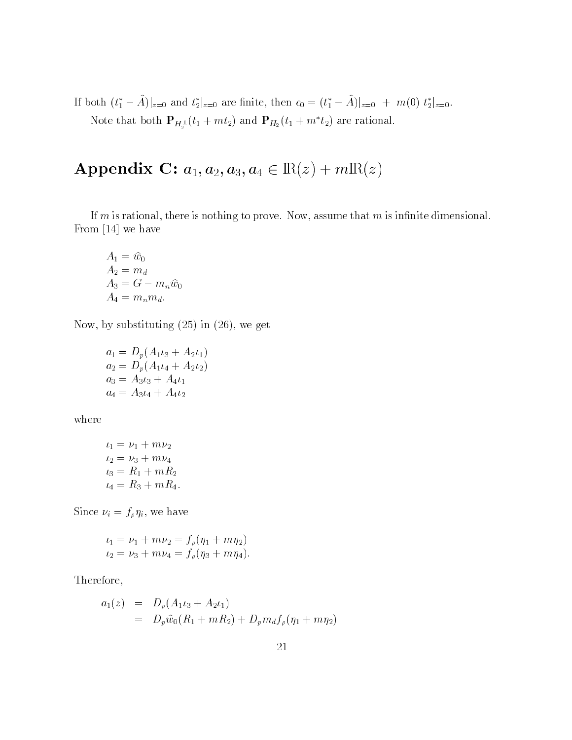If both $(t_1^* - \widehat{A})|_{z=0}$ and $t_2^*|_{z=0}$ are finite, then $c_0 = (t_1^* - \widehat{A})|_{z=0} \ + \ m(0) \ t_2^*|_{z=0}$.

Note that both $\mathbf{P}_{H_2^\perp}(t_1 + mt_2)$ and $\mathbf{P}_{H_2}(t_1 + m^* t_2)$ are rational.

# Appendix C: $a_1, a_2, a_3, a_4 \in \mathrm{I\!R}(z) + m\mathrm{I\!R}(z)$

If $m$ is rational, there is nothing to prove. Now, assume that $m$ is infinite dimensional. From [14] we have

$$
\begin{aligned}
A_1 &= \hat{w}_0 \\
A_2 &= m_d \\
A_3 &= G - m_n \hat{w}_0 \\
A_4 &= m_n m_d.
\end{aligned}
$$

Now, by substituting (25) in (26), we get

$$
\begin{aligned}
a_1 &= D_p(A_1 \iota_3 + A_2 \iota_1) \\
a_2 &= D_p(A_1 \iota_4 + A_2 \iota_2) \\
a_3 &= A_3 \iota_3 + A_4 \iota_1 \\
a_4 &= A_3 \iota_4 + A_4 \iota_2
\end{aligned}
$$

where

$$
\begin{aligned}
\iota_1 &= \nu_1 + m\nu_2 \\
\iota_2 &= \nu_3 + m\nu_4 \\
\iota_3 &= R_1 + mR_2 \\
\iota_4 &= R_3 + mR_4.
\end{aligned}
$$

Since $\nu_i = f_\rho \eta_i$, we have

$$
\begin{aligned}
\iota_1 &= \nu_1 + m\nu_2 = f_\rho(\eta_1 + m\eta_2) \\
\iota_2 &= \nu_3 + m\nu_4 = f_\rho(\eta_3 + m\eta_4).
\end{aligned}
$$

Therefore,

$$
\begin{aligned}
a_1(z) &= D_p(A_1 \iota_3 + A_2 \iota_1) \\
&= D_p \hat{w}_0 (R_1 + mR_2) + D_p m_d f_\rho(\eta_1 + m\eta_2)
\end{aligned}
$$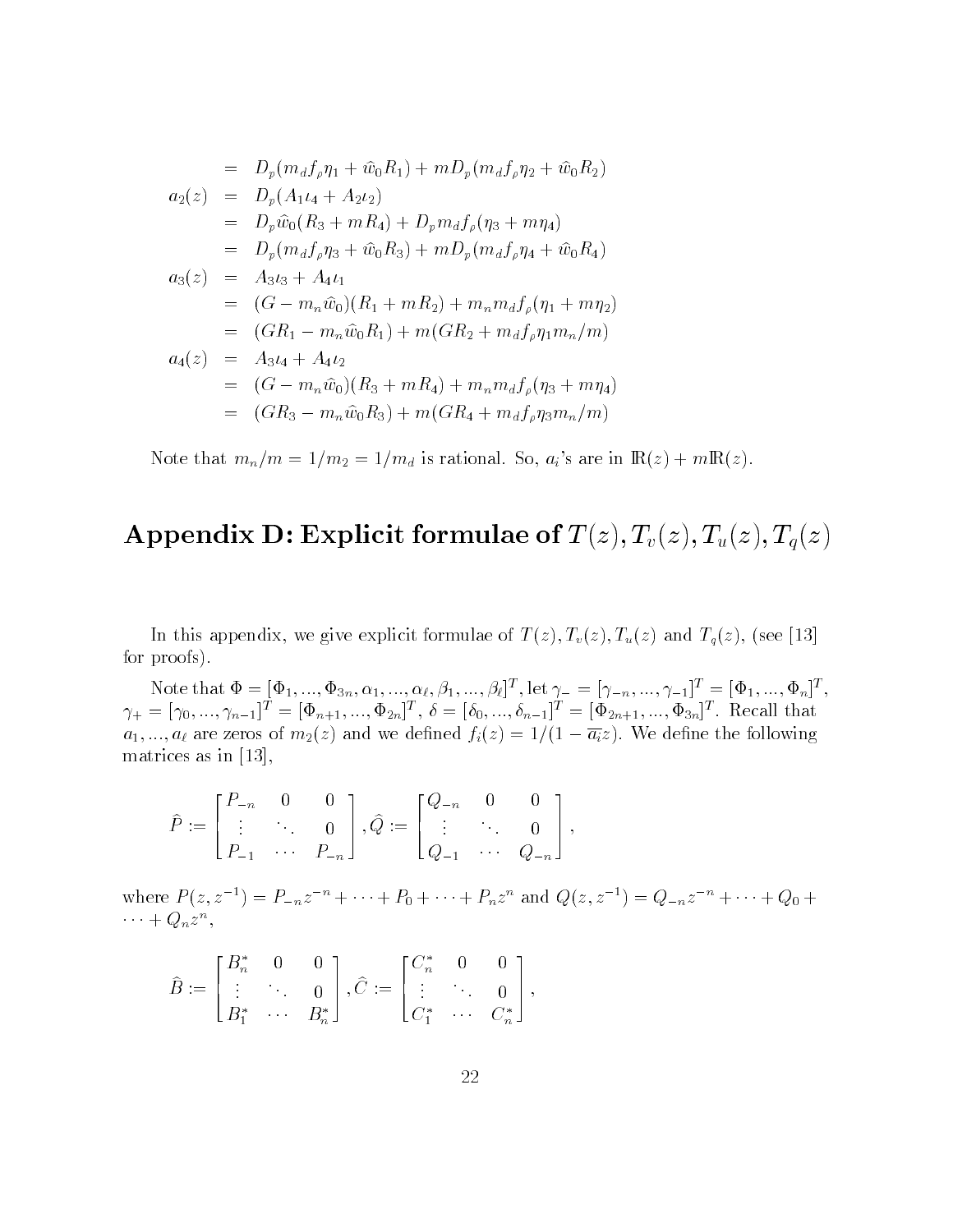$$
\begin{aligned}
&= D_p(m_d f_\rho \eta_1 + \widehat{w}_0 R_1) + m D_p(m_d f_\rho \eta_2 + \widehat{w}_0 R_2) \\
a_2(z) &= D_p(A_1 \iota_4 + A_2 \iota_2) \\
&= D_p \widehat{w}_0 (R_3 + m R_4) + D_p m_d f_\rho (\eta_3 + m \eta_4) \\
&= D_p(m_d f_\rho \eta_3 + \widehat{w}_0 R_3) + m D_p(m_d f_\rho \eta_4 + \widehat{w}_0 R_4) \\
a_3(z) &= A_3 \iota_3 + A_4 \iota_1 \\
&= (G - m_n \widehat{w}_0)(R_1 + m R_2) + m_n m_d f_\rho (\eta_1 + m \eta_2) \\
&= (G R_1 - m_n \widehat{w}_0 R_1) + m(G R_2 + m_d f_\rho \eta_1 m_n / m) \\
a_4(z) &= A_3 \iota_4 + A_4 \iota_2 \\
&= (G - m_n \widehat{w}_0)(R_3 + m R_4) + m_n m_d f_\rho (\eta_3 + m \eta_4) \\
&= (G R_3 - m_n \widehat{w}_0 R_3) + m(G R_4 + m_d f_\rho \eta_3 m_n / m)
\end{aligned}
$$

Note that $m_n/m = 1/m_2 = 1/m_d$ is rational. So, $a_i$'s are in $\mathbb{R}(z) + m\mathbb{R}(z)$.

# Appendix D: Explicit formulae of $T(z), T_v(z), T_u(z), T_q(z)$

In this appendix, we give explicit formulae of $T(z), T_v(z), T_u(z)$ and $T_q(z)$, (see [13] for proofs).

Note that $\Phi = [\Phi_1, ..., \Phi_{3n}, \alpha_1, ..., \alpha_\ell, \beta_1, ..., \beta_\ell]^T$, let $\gamma_- = [\gamma_{-n}, ..., \gamma_{-1}]^T = [\Phi_1, ..., \Phi_n]^T$, $\gamma_+ = [\gamma_0, ..., \gamma_{n-1}]^T = [\Phi_{n+1}, ..., \Phi_{2n}]^T$, $\delta = [\delta_0, ..., \delta_{n-1}]^T = [\Phi_{2n+1}, ..., \Phi_{3n}]^T$. Recall that $a_1, ..., a_\ell$ are zeros of $m_2(z)$ and we defined $f_i(z) = 1/(1 - \overline{a_i} z)$. We define the following matrices as in [13],

$$
\widehat{P} := \begin{bmatrix} P_{-n} & 0 & 0 \\ \vdots & \ddots & 0 \\ P_{-1} & \cdots & P_{-n} \end{bmatrix}, \widehat{Q} := \begin{bmatrix} Q_{-n} & 0 & 0 \\ \vdots & \ddots & 0 \\ Q_{-1} & \cdots & Q_{-n} \end{bmatrix},
$$

where $P(z, z^{-1}) = P_{-n} z^{-n} + \cdots + P_0 + \cdots + P_n z^n$ and $Q(z, z^{-1}) = Q_{-n} z^{-n} + \cdots + Q_0 + \cdots + Q_n z^n$,

$$
\widehat{B} := \begin{bmatrix} B_n^* & 0 & 0 \\ \vdots & \ddots & 0 \\ B_1^* & \cdots & B_n^* \end{bmatrix}, \widehat{C} := \begin{bmatrix} C_n^* & 0 & 0 \\ \vdots & \ddots & 0 \\ C_1^* & \cdots & C_n^* \end{bmatrix},
$$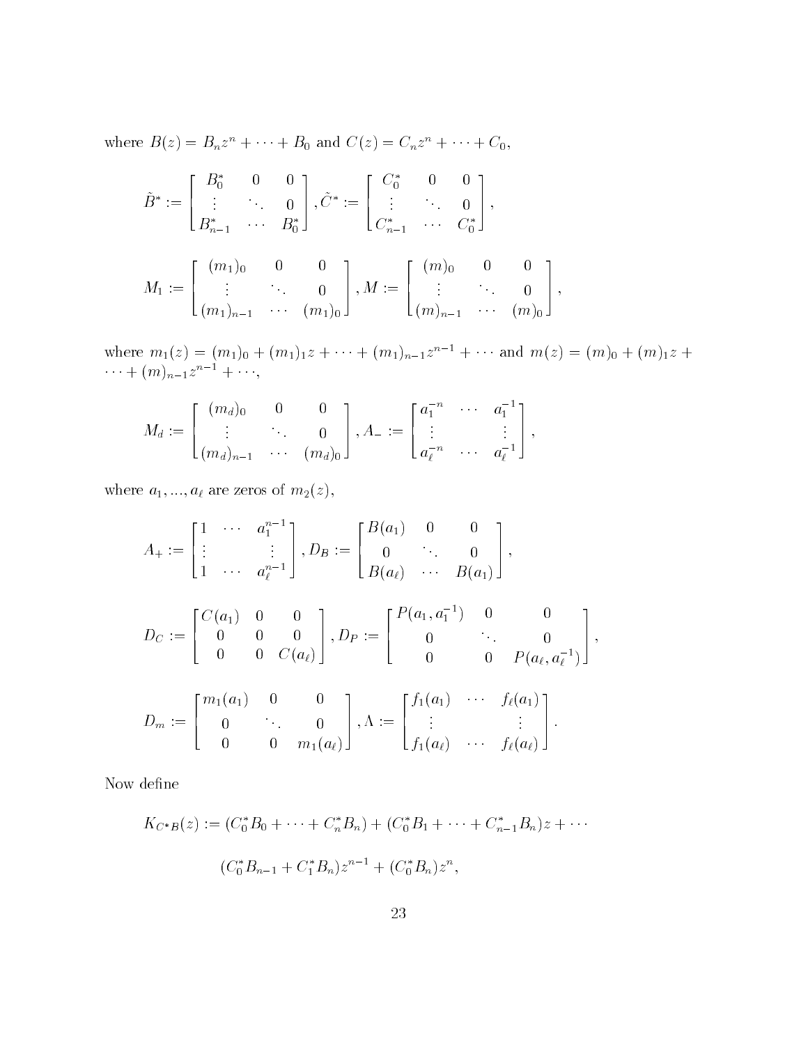where $B(z) = B_n z^n + \cdots + B_0$ and $C(z) = C_n z^n + \cdots + C_0$,

$$\tilde{B}^* := \begin{bmatrix} B_0^* & 0 & 0 \\ \vdots & \ddots & 0 \\ B_{n-1}^* & \cdots & B_0^* \end{bmatrix}, \tilde{C}^* := \begin{bmatrix} C_0^* & 0 & 0 \\ \vdots & \ddots & 0 \\ C_{n-1}^* & \cdots & C_0^* \end{bmatrix},$$

$$M_1 := \begin{bmatrix} (m_1)_0 & 0 & 0 \\ \vdots & \ddots & 0 \\ (m_1)_{n-1} & \cdots & (m_1)_0 \end{bmatrix}, M := \begin{bmatrix} (m)_0 & 0 & 0 \\ \vdots & \ddots & 0 \\ (m)_{n-1} & \cdots & (m)_0 \end{bmatrix},$$

where $m_1(z) = (m_1)_0 + (m_1)_1 z + \cdots + (m_1)_{n-1} z^{n-1} + \cdots$ and $m(z) = (m)_0 + (m)_1 z + \cdots + (m)_{n-1} z^{n-1} + \cdots$,

$$M_d := \begin{bmatrix} (m_d)_0 & 0 & 0 \\ \vdots & \ddots & 0 \\ (m_d)_{n-1} & \cdots & (m_d)_0 \end{bmatrix}, A_- := \begin{bmatrix} a_1^{-n} & \cdots & a_1^{-1} \\ \vdots & & \vdots \\ a_\ell^{-n} & \cdots & a_\ell^{-1} \end{bmatrix},$$

where $a_1, ..., a_\ell$ are zeros of $m_2(z)$,

$$A_+ := \begin{bmatrix} 1 & \cdots & a_1^{n-1} \\ \vdots & & \vdots \\ 1 & \cdots & a_\ell^{n-1} \end{bmatrix}, D_B := \begin{bmatrix} B(a_1) & 0 & 0 \\ 0 & \ddots & 0 \\ B(a_\ell) & \cdots & B(a_1) \end{bmatrix},$$

$$D_C := \begin{bmatrix} C(a_1) & 0 & 0 \\ 0 & 0 & 0 \\ 0 & 0 & C(a_\ell) \end{bmatrix}, D_P := \begin{bmatrix} P(a_1, a_1^{-1}) & 0 & 0 \\ 0 & \ddots & 0 \\ 0 & 0 & P(a_\ell, a_\ell^{-1}) \end{bmatrix},$$

$$D_m := \begin{bmatrix} m_1(a_1) & 0 & 0 \\ 0 & \ddots & 0 \\ 0 & 0 & m_1(a_\ell) \end{bmatrix}, \Lambda := \begin{bmatrix} f_1(a_1) & \cdots & f_\ell(a_1) \\ \vdots & & \vdots \\ f_1(a_\ell) & \cdots & f_\ell(a_\ell) \end{bmatrix}.$$

Now define

$$K_{C^*B}(z) := (C_0^* B_0 + \cdots + C_n^* B_n) + (C_0^* B_1 + \cdots + C_{n-1}^* B_n) z + \cdots$$

$$(C_0^* B_{n-1} + C_1^* B_n) z^{n-1} + (C_0^* B_n) z^n,$$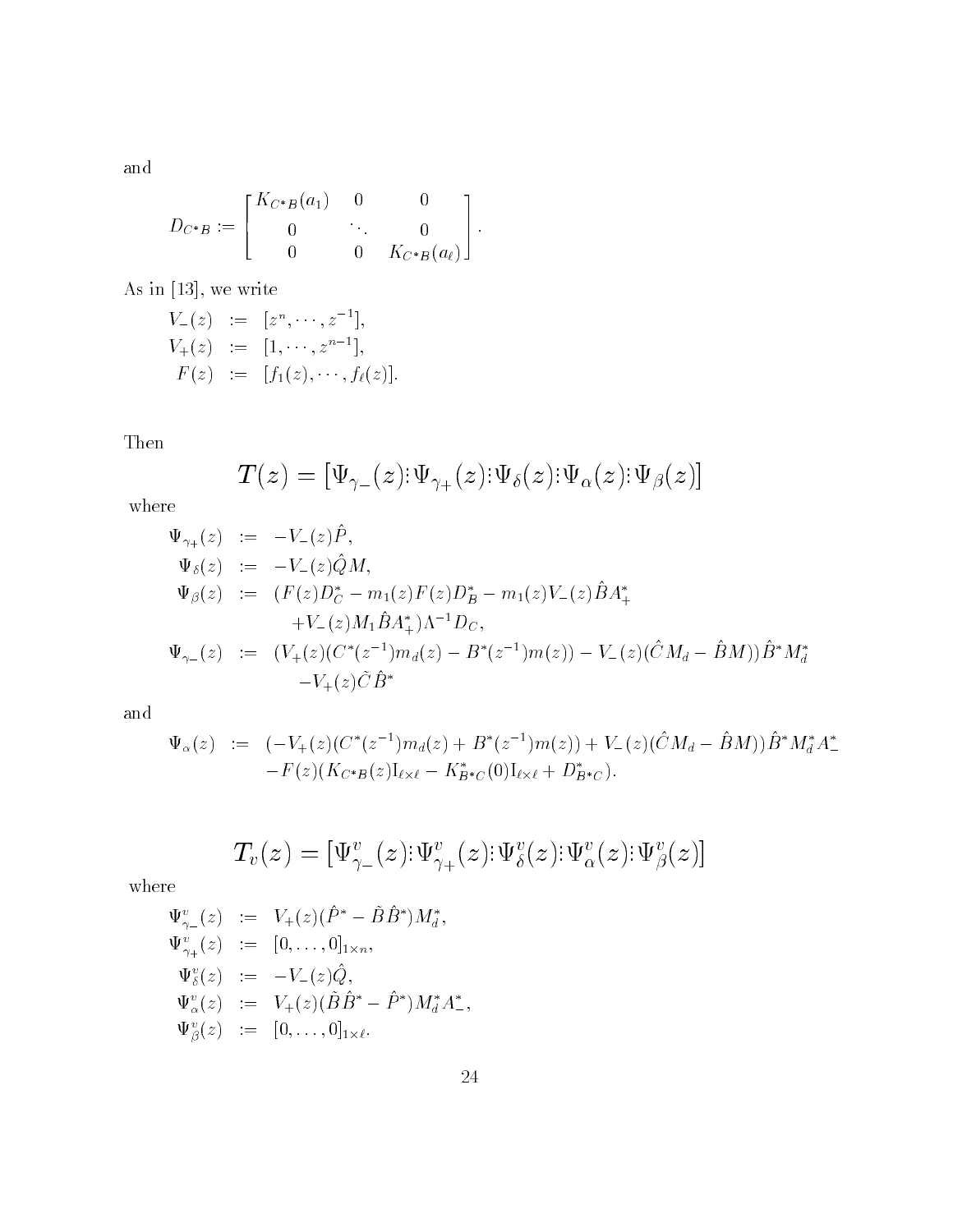and

$$
D_{C^*B} := \begin{bmatrix} K_{C^*B}(a_1) & 0 & 0 \\ 0 & \ddots & 0 \\ 0 & 0 & K_{C^*B}(a_\ell) \end{bmatrix}.
$$

As in [13], we write

$$
\begin{aligned}
V_-(z) &:= [z^n, \cdots, z^{-1}], \\
V_+(z) &:= [1, \cdots, z^{n-1}], \\
F(z) &:= [f_1(z), \cdots, f_\ell(z)].
\end{aligned}
$$

Then

$$
T(z) = \left[\Psi_{\gamma_-}(z) \vdots \Psi_{\gamma_+}(z) \vdots \Psi_\delta(z) \vdots \Psi_\alpha(z) \vdots \Psi_\beta(z)\right]
$$

where

$$
\begin{aligned}
\Psi_{\gamma_+}(z) &:= -V_-(z)\hat{P}, \\
\Psi_\delta(z) &:= -V_-(z)\hat{Q}M, \\
\Psi_\beta(z) &:= (F(z)D_C^* - m_1(z)F(z)D_B^* - m_1(z)V_-(z)\hat{B}A_+^* \\
&\qquad + V_-(z)M_1\hat{B}A_+^*)\Lambda^{-1}D_C, \\
\Psi_{\gamma_-}(z) &:= (V_+(z)(C^*(z^{-1})m_d(z) - B^*(z^{-1})m(z)) - V_-(z)(\hat{C}M_d - \hat{B}M))\hat{B}^*M_d^* \\
&\qquad - V_+(z)\tilde{C}\hat{B}^*
\end{aligned}
$$

and

$$
\begin{aligned}
\Psi_\alpha(z) &:= (-V_+(z)(C^*(z^{-1})m_d(z) + B^*(z^{-1})m(z)) + V_-(z)(\hat{C}M_d - \hat{B}M))\hat{B}^*M_d^*A_-^* \\
&\qquad - F(z)(K_{C^*B}(z)\mathrm{I}_{\ell\times\ell} - K_{B^*C}^*(0)\mathrm{I}_{\ell\times\ell} + D_{B^*C}^*).
\end{aligned}
$$

$$
T_v(z) = \left[\Psi_{\gamma_-}^v(z) \vdots \Psi_{\gamma_+}^v(z) \vdots \Psi_\delta^v(z) \vdots \Psi_\alpha^v(z) \vdots \Psi_\beta^v(z)\right]
$$

where

$$
\begin{aligned}
\Psi_{\gamma_-}^v(z) &:= V_+(z)(\hat{P}^* - \tilde{B}\hat{B}^*)M_d^*, \\
\Psi_{\gamma_+}^v(z) &:= [0, \ldots, 0]_{1\times n}, \\
\Psi_\delta^v(z) &:= -V_-(z)\hat{Q}, \\
\Psi_\alpha^v(z) &:= V_+(z)(\tilde{B}\hat{B}^* - \hat{P}^*)M_d^*A_-^*, \\
\Psi_\beta^v(z) &:= [0, \ldots, 0]_{1\times\ell}.
\end{aligned}
$$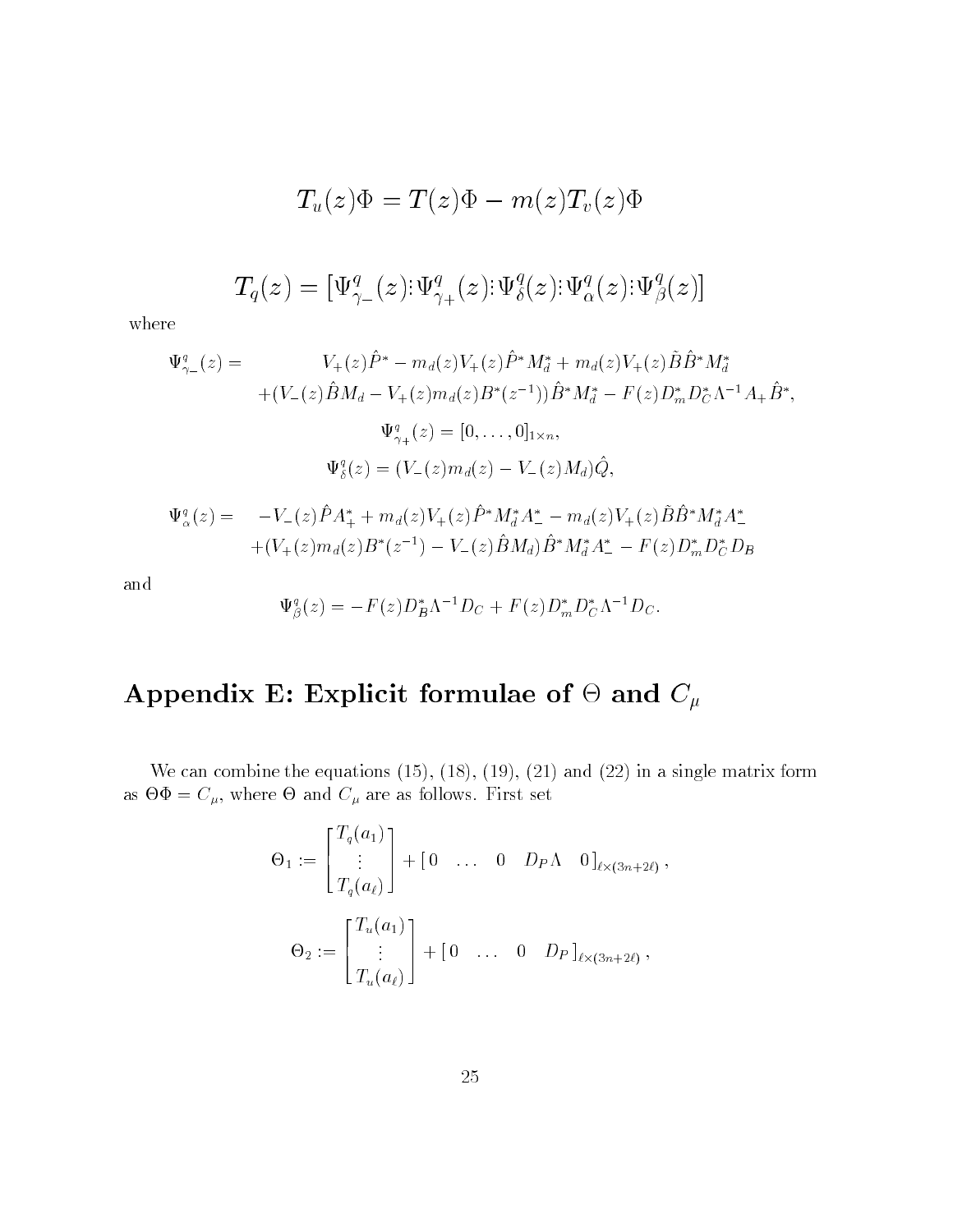$$T_u(z)\Phi = T(z)\Phi - m(z)T_v(z)\Phi$$

$$T_q(z) = \left[\Psi^q_{\gamma_-}(z) \vdots \Psi^q_{\gamma_+}(z) \vdots \Psi^q_{\delta}(z) \vdots \Psi^q_{\alpha}(z) \vdots \Psi^q_{\beta}(z)\right]$$

where

$$\begin{aligned}
\Psi^q_{\gamma_-}(z) = \quad & V_+(z)\hat{P}^* - m_d(z)V_+(z)\hat{P}^* M_d^* + m_d(z)V_+(z)\tilde{B}\hat{B}^* M_d^* \\
& +(V_-(z)\hat{B}M_d - V_+(z)m_d(z)B^*(z^{-1}))\hat{B}^* M_d^* - F(z)D_m^* D_C^* \Lambda^{-1} A_+ \hat{B}^*,
\end{aligned}$$

$$\Psi^q_{\gamma_+}(z) = [0, \ldots, 0]_{1\times n},$$

$$\Psi^q_{\delta}(z) = (V_-(z)m_d(z) - V_-(z)M_d)\hat{Q},$$

$$\begin{aligned}
\Psi^q_{\alpha}(z) = \quad & -V_-(z)\hat{P}A_+^* + m_d(z)V_+(z)\hat{P}^* M_d^* A_-^* - m_d(z)V_+(z)\tilde{B}\hat{B}^* M_d^* A_-^* \\
& +(V_+(z)m_d(z)B^*(z^{-1}) - V_-(z)\hat{B}M_d)\hat{B}^* M_d^* A_-^* - F(z)D_m^* D_C^* D_B
\end{aligned}$$

and

$$\Psi^q_{\beta}(z) = -F(z)D_B^*\Lambda^{-1}D_C + F(z)D_m^* D_C^* \Lambda^{-1} D_C.$$

# Appendix E: Explicit formulae of $\Theta$ and $C_\mu$

We can combine the equations (15), (18), (19), (21) and (22) in a single matrix form as $\Theta\Phi = C_\mu$, where $\Theta$ and $C_\mu$ are as follows. First set

$$\Theta_1 := \begin{bmatrix} T_q(a_1) \\ \vdots \\ T_q(a_\ell) \end{bmatrix} + \begin{bmatrix} 0 & \ldots & 0 & D_P\Lambda & 0 \end{bmatrix}_{\ell\times(3n+2\ell)},$$

$$\Theta_2 := \begin{bmatrix} T_u(a_1) \\ \vdots \\ T_u(a_\ell) \end{bmatrix} + \begin{bmatrix} 0 & \ldots & 0 & D_P \end{bmatrix}_{\ell\times(3n+2\ell)},$$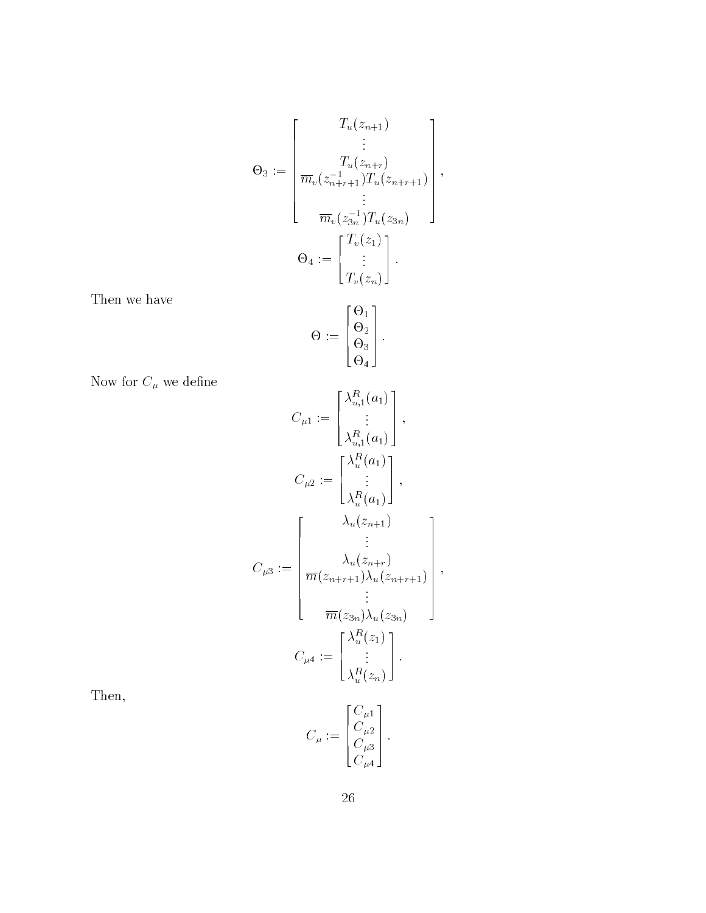$$
\Theta_3 := \begin{bmatrix} T_u(z_{n+1}) \\ \vdots \\ T_u(z_{n+r}) \\ \overline{m}_v(z_{n+r+1}^{-1}) T_u(z_{n+r+1}) \\ \vdots \\ \overline{m}_v(z_{3n}^{-1}) T_u(z_{3n}) \end{bmatrix},
$$

$$
\Theta_4 := \begin{bmatrix} T_v(z_1) \\ \vdots \\ T_v(z_n) \end{bmatrix}.
$$

Then we have

$$
\Theta := \begin{bmatrix} \Theta_1 \\ \Theta_2 \\ \Theta_3 \\ \Theta_4 \end{bmatrix}.
$$

Now for $C_\mu$ we define

$$
C_{\mu 1} := \begin{bmatrix} \lambda_{u,1}^R(a_1) \\ \vdots \\ \lambda_{u,1}^R(a_1) \end{bmatrix},
$$

$$
C_{\mu 2} := \begin{bmatrix} \lambda_u^R(a_1) \\ \vdots \\ \lambda_u^R(a_1) \end{bmatrix},
$$

$$
C_{\mu 3} := \begin{bmatrix} \lambda_u(z_{n+1}) \\ \vdots \\ \lambda_u(z_{n+r}) \\ \overline{m}(z_{n+r+1}) \lambda_u(z_{n+r+1}) \\ \vdots \\ \overline{m}(z_{3n}) \lambda_u(z_{3n}) \end{bmatrix},
$$

$$
C_{\mu 4} := \begin{bmatrix} \lambda_u^R(z_1) \\ \vdots \\ \lambda_u^R(z_n) \end{bmatrix}.
$$

Then,

$$
C_\mu := \begin{bmatrix} C_{\mu 1} \\ C_{\mu 2} \\ C_{\mu 3} \\ C_{\mu 4} \end{bmatrix}.
$$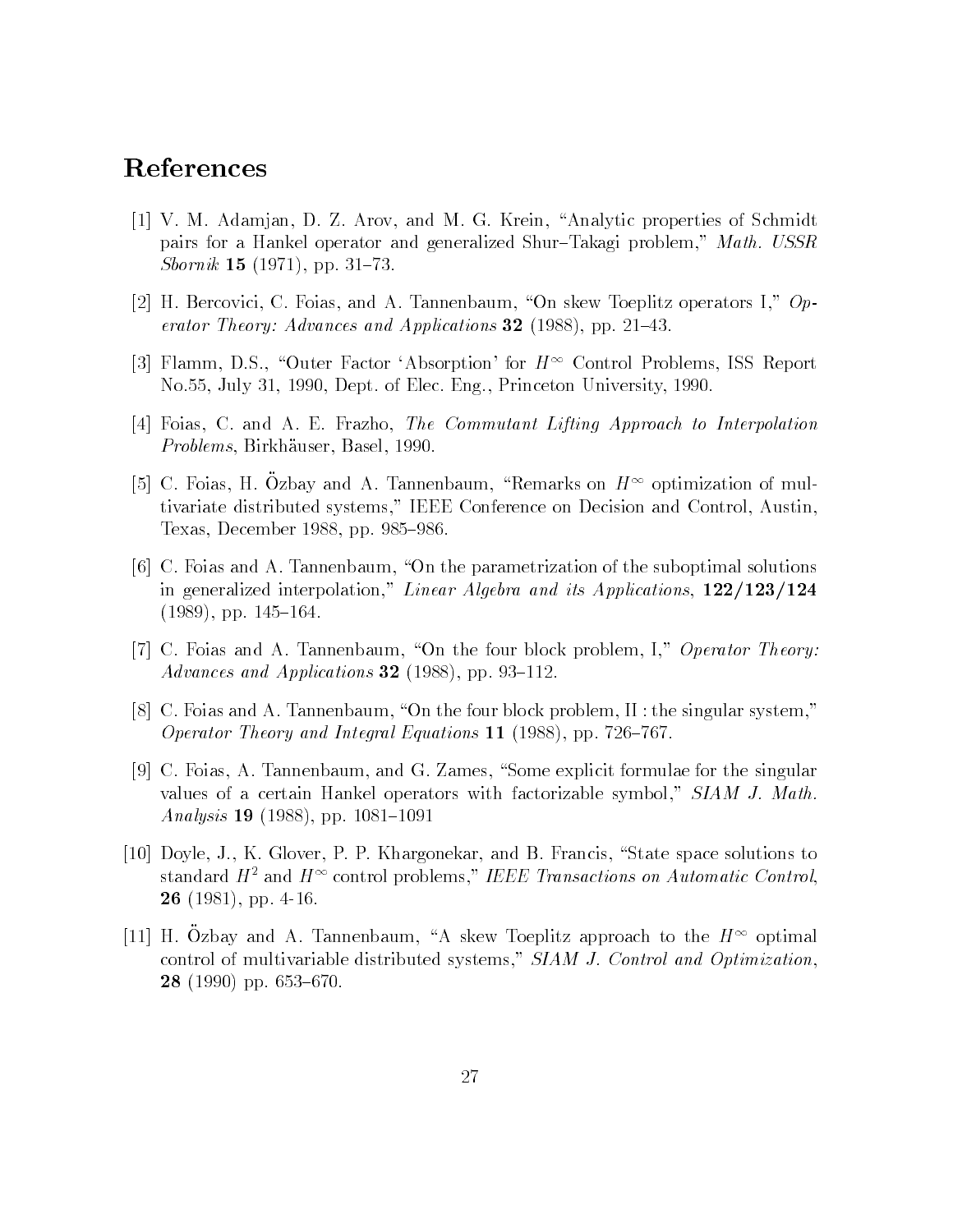## References

[1] V. M. Adamjan, D. Z. Arov, and M. G. Krein, "Analytic properties of Schmidt pairs for a Hankel operator and generalized Shur–Takagi problem," *Math. USSR Sbornik* **15** (1971), pp. 31–73.

[2] H. Bercovici, C. Foias, and A. Tannenbaum, "On skew Toeplitz operators I," *Operator Theory: Advances and Applications* **32** (1988), pp. 21–43.

[3] Flamm, D.S., "Outer Factor 'Absorption' for $H^\infty$ Control Problems, ISS Report No.55, July 31, 1990, Dept. of Elec. Eng., Princeton University, 1990.

[4] Foias, C. and A. E. Frazho, *The Commutant Lifting Approach to Interpolation Problems*, Birkhäuser, Basel, 1990.

[5] C. Foias, H. Özbay and A. Tannenbaum, "Remarks on $H^\infty$ optimization of multivariate distributed systems," IEEE Conference on Decision and Control, Austin, Texas, December 1988, pp. 985–986.

[6] C. Foias and A. Tannenbaum, "On the parametrization of the suboptimal solutions in generalized interpolation," *Linear Algebra and its Applications*, **122/123/124** (1989), pp. 145–164.

[7] C. Foias and A. Tannenbaum, "On the four block problem, I," *Operator Theory: Advances and Applications* **32** (1988), pp. 93–112.

[8] C. Foias and A. Tannenbaum, "On the four block problem, II : the singular system," *Operator Theory and Integral Equations* **11** (1988), pp. 726–767.

[9] C. Foias, A. Tannenbaum, and G. Zames, "Some explicit formulae for the singular values of a certain Hankel operators with factorizable symbol," *SIAM J. Math. Analysis* **19** (1988), pp. 1081–1091

[10] Doyle, J., K. Glover, P. P. Khargonekar, and B. Francis, "State space solutions to standard $H^2$ and $H^\infty$ control problems," *IEEE Transactions on Automatic Control*, **26** (1981), pp. 4-16.

[11] H. Özbay and A. Tannenbaum, "A skew Toeplitz approach to the $H^\infty$ optimal control of multivariable distributed systems," *SIAM J. Control and Optimization*, **28** (1990) pp. 653–670.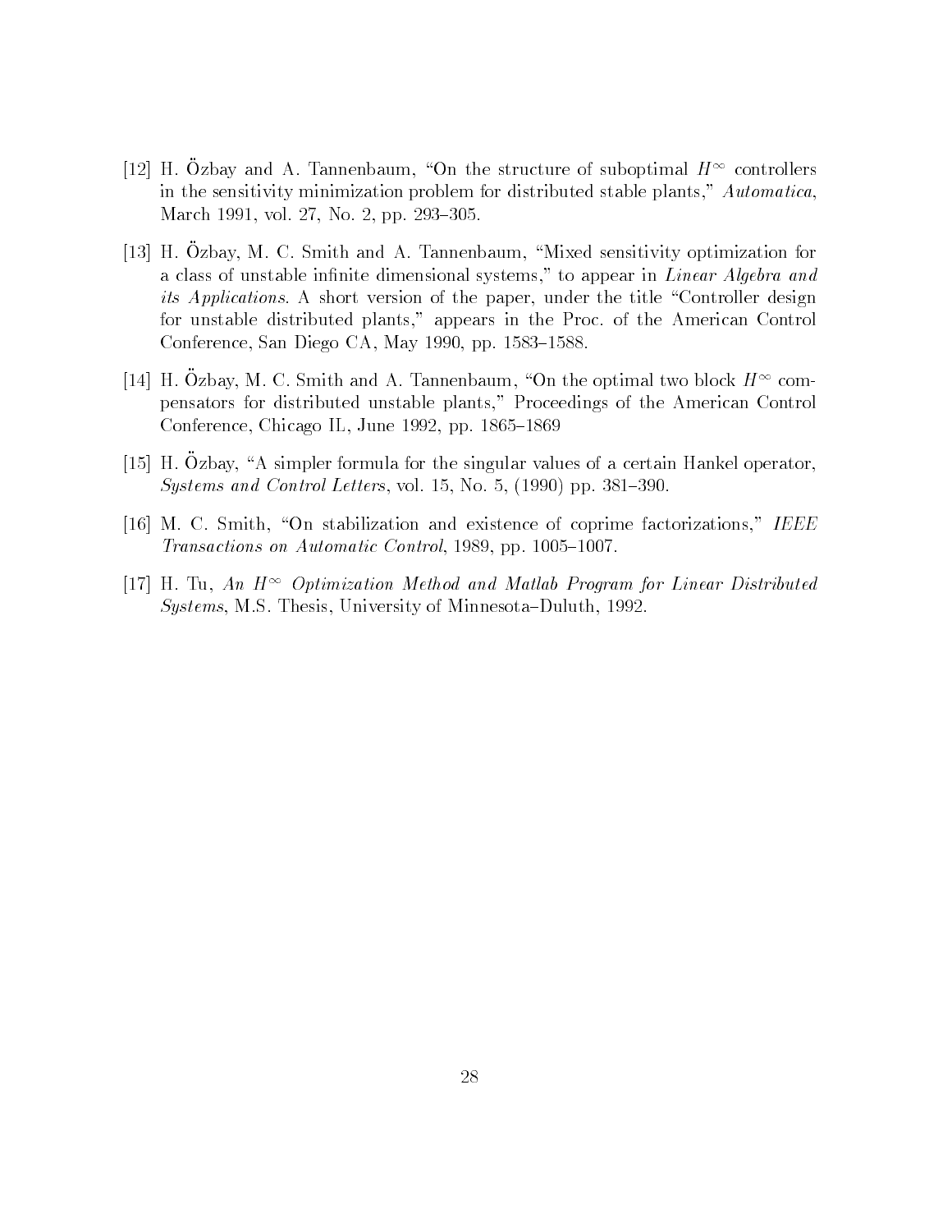[12] H. Özbay and A. Tannenbaum, "On the structure of suboptimal $H^\infty$ controllers in the sensitivity minimization problem for distributed stable plants," *Automatica*, March 1991, vol. 27, No. 2, pp. 293–305.

[13] H. Özbay, M. C. Smith and A. Tannenbaum, "Mixed sensitivity optimization for a class of unstable infinite dimensional systems," to appear in *Linear Algebra and its Applications*. A short version of the paper, under the title "Controller design for unstable distributed plants," appears in the Proc. of the American Control Conference, San Diego CA, May 1990, pp. 1583–1588.

[14] H. Özbay, M. C. Smith and A. Tannenbaum, "On the optimal two block $H^\infty$ compensators for distributed unstable plants," Proceedings of the American Control Conference, Chicago IL, June 1992, pp. 1865–1869

[15] H. Özbay, "A simpler formula for the singular values of a certain Hankel operator, *Systems and Control Letters*, vol. 15, No. 5, (1990) pp. 381–390.

[16] M. C. Smith, "On stabilization and existence of coprime factorizations," *IEEE Transactions on Automatic Control*, 1989, pp. 1005–1007.

[17] H. Tu, *An $H^\infty$ Optimization Method and Matlab Program for Linear Distributed Systems*, M.S. Thesis, University of Minnesota–Duluth, 1992.